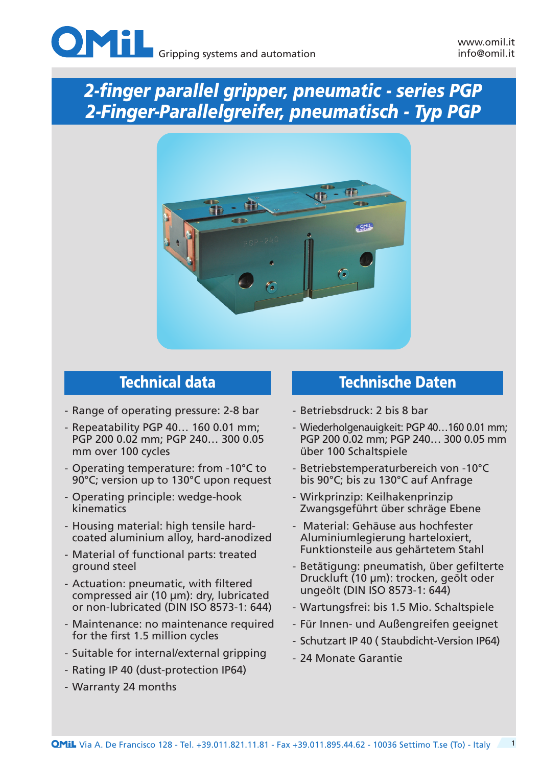OMIL Gripping systems and automation

www.omil.it
info@omil.it

# 2-finger parallel gripper, pneumatic - series PGP
# 2-Finger-Parallelgreifer, pneumatisch - Typ PGP

## Technical data

- Range of operating pressure: 2-8 bar
- Repeatability PGP 40… 160 0.01 mm; PGP 200 0.02 mm; PGP 240… 300 0.05 mm over 100 cycles
- Operating temperature: from -10°C to 90°C; version up to 130°C upon request
- Operating principle: wedge-hook kinematics
- Housing material: high tensile hard-coated aluminium alloy, hard-anodized
- Material of functional parts: treated ground steel
- Actuation: pneumatic, with filtered compressed air (10 µm): dry, lubricated or non-lubricated (DIN ISO 8573-1: 644)
- Maintenance: no maintenance required for the first 1.5 million cycles
- Suitable for internal/external gripping
- Rating IP 40 (dust-protection IP64)
- Warranty 24 months

## Technische Daten

- Betriebsdruck: 2 bis 8 bar
- Wiederholgenauigkeit: PGP 40…160 0.01 mm; PGP 200 0.02 mm; PGP 240… 300 0.05 mm über 100 Schaltspiele
- Betriebstemperaturbereich von -10°C bis 90°C; bis zu 130°C auf Anfrage
- Wirkprinzip: Keilhakenprinzip Zwangsgeführt über schräge Ebene
- Material: Gehäuse aus hochfester Aluminiumlegierung harteloxiert, Funktionsteile aus gehärtetem Stahl
- Betätigung: pneumatish, über gefilterte Druckluft (10 µm): trocken, geölt oder ungeölt (DIN ISO 8573-1: 644)
- Wartungsfrei: bis 1.5 Mio. Schaltspiele
- Für Innen- und Außengreifen geeignet
- Schutzart IP 40 ( Staubdicht-Version IP64)
- 24 Monate Garantie

OMIL Via A. De Francisco 128 - Tel. +39.011.821.11.81 - Fax +39.011.895.44.62 - 10036 Settimo T.se (To) - Italy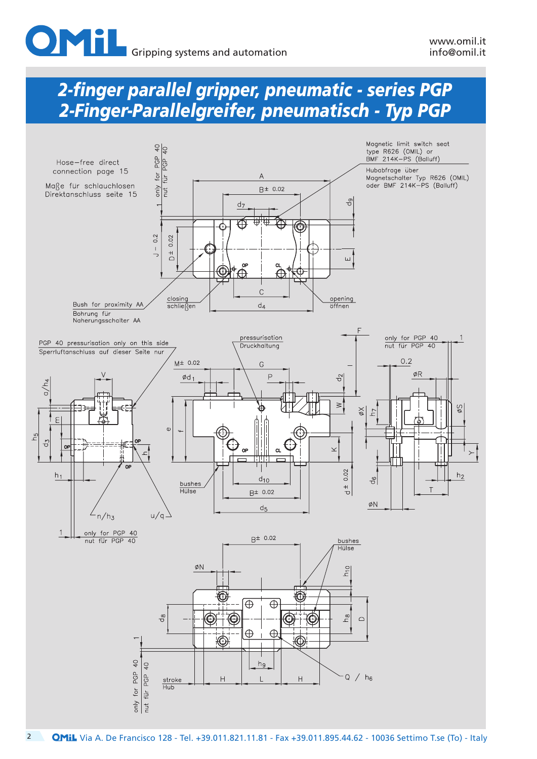# 2-finger parallel gripper, pneumatic - series PGP
# 2-Finger-Parallelgreifer, pneumatisch - Typ PGP

Hose-free direct connection page 15

Maße für schlauchlosen Direktanschluss seite 15

Magnetic limit switch seat type R626 (OMIL) or BMF 214K-PS (Balluff)

Hubabfrage über Magnetschalter Typ R626 (OMIL) oder BMF 214K-PS (Balluff)

only for PGP 40 / nut für PGP 40

Bush for proximity AA / Bohrung für Naherungsschalter AA

closing / schließen

opening / öffnen

PGP 40 pressurisation only on this side / Sperrluftanschluss auf dieser Seite nur

pressurisation / Druckhaltung

only for PGP 40 / nut für PGP 40

bushes / Hülse

stroke / Hub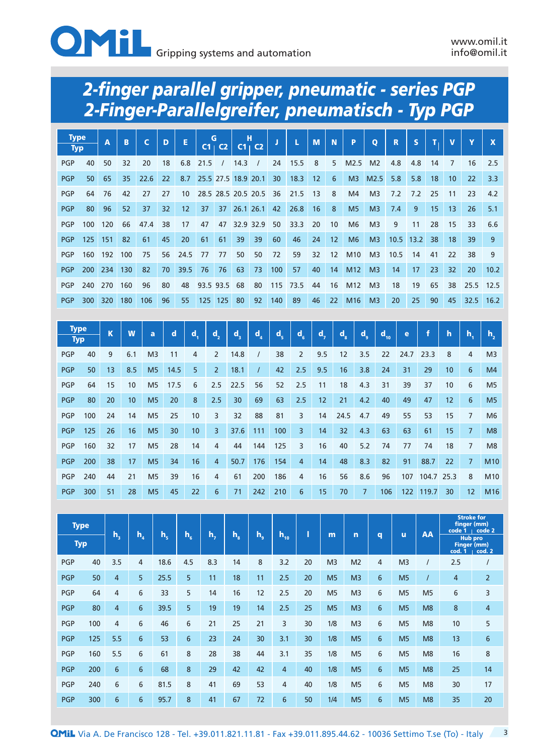# 2-finger parallel gripper, pneumatic - series PGP
# 2-Finger-Parallelgreifer, pneumatisch - Typ PGP

| Type / Typ | | A | B | C | D | E | G C1 | G C2 | H C1 | H C2 | J | L | M | N | P | Q | R | S | T | V | Y | X |
|---|---|---|---|---|---|---|---|---|---|---|---|---|---|---|---|---|---|---|---|---|---|---|
| PGP | 40 | 50 | 32 | 20 | 18 | 6.8 | 21.5 | / | 14.3 | / | 24 | 15.5 | 8 | 5 | M2.5 | M2 | 4.8 | 4.8 | 14 | 7 | 16 | 2.5 |
| PGP | 50 | 65 | 35 | 22.6 | 22 | 8.7 | 25.5 | 27.5 | 18.9 | 20.1 | 30 | 18.3 | 12 | 6 | M3 | M2.5 | 5.8 | 5.8 | 18 | 10 | 22 | 3.3 |
| PGP | 64 | 76 | 42 | 27 | 27 | 10 | 28.5 | 28.5 | 20.5 | 20.5 | 36 | 21.5 | 13 | 8 | M4 | M3 | 7.2 | 7.2 | 25 | 11 | 23 | 4.2 |
| PGP | 80 | 96 | 52 | 37 | 32 | 12 | 37 | 37 | 26.1 | 26.1 | 42 | 26.8 | 16 | 8 | M5 | M3 | 7.4 | 9 | 15 | 13 | 26 | 5.1 |
| PGP | 100 | 120 | 66 | 47.4 | 38 | 17 | 47 | 47 | 32.9 | 32.9 | 50 | 33.3 | 20 | 10 | M6 | M3 | 9 | 11 | 28 | 15 | 33 | 6.6 |
| PGP | 125 | 151 | 82 | 61 | 45 | 20 | 61 | 61 | 39 | 39 | 60 | 46 | 24 | 12 | M6 | M3 | 10.5 | 13.2 | 38 | 18 | 39 | 9 |
| PGP | 160 | 192 | 100 | 75 | 56 | 24.5 | 77 | 77 | 50 | 50 | 72 | 59 | 32 | 12 | M10 | M3 | 10.5 | 14 | 41 | 22 | 38 | 9 |
| PGP | 200 | 234 | 130 | 82 | 70 | 39.5 | 76 | 76 | 63 | 73 | 100 | 57 | 40 | 14 | M12 | M3 | 14 | 17 | 23 | 32 | 20 | 10.2 |
| PGP | 240 | 270 | 160 | 96 | 80 | 48 | 93.5 | 93.5 | 68 | 80 | 115 | 73.5 | 44 | 16 | M12 | M3 | 18 | 19 | 65 | 38 | 25.5 | 12.5 |
| PGP | 300 | 320 | 180 | 106 | 96 | 55 | 125 | 125 | 80 | 92 | 140 | 89 | 46 | 22 | M16 | M3 | 20 | 25 | 90 | 45 | 32.5 | 16.2 |

| Type / Typ | | K | W | a | d | $d_1$ | $d_2$ | $d_3$ | $d_4$ | $d_5$ | $d_6$ | $d_7$ | $d_8$ | $d_9$ | $d_{10}$ | e | f | h | $h_1$ | $h_2$ |
|---|---|---|---|---|---|---|---|---|---|---|---|---|---|---|---|---|---|---|---|---|
| PGP | 40 | 9 | 6.1 | M3 | 11 | 4 | 2 | 14.8 | / | 38 | 2 | 9.5 | 12 | 3.5 | 22 | 24.7 | 23.3 | 8 | 4 | M3 |
| PGP | 50 | 13 | 8.5 | M5 | 14.5 | 5 | 2 | 18.1 | / | 42 | 2.5 | 9.5 | 16 | 3.8 | 24 | 31 | 29 | 10 | 6 | M4 |
| PGP | 64 | 15 | 10 | M5 | 17.5 | 6 | 2.5 | 22.5 | 56 | 52 | 2.5 | 11 | 18 | 4.3 | 31 | 39 | 37 | 10 | 6 | M5 |
| PGP | 80 | 20 | 10 | M5 | 20 | 8 | 2.5 | 30 | 69 | 63 | 2.5 | 12 | 21 | 4.2 | 40 | 49 | 47 | 12 | 6 | M5 |
| PGP | 100 | 24 | 14 | M5 | 25 | 10 | 3 | 32 | 88 | 81 | 3 | 14 | 24.5 | 4.7 | 49 | 55 | 53 | 15 | 7 | M6 |
| PGP | 125 | 26 | 16 | M5 | 30 | 10 | 3 | 37.6 | 111 | 100 | 3 | 14 | 32 | 4.3 | 63 | 63 | 61 | 15 | 7 | M8 |
| PGP | 160 | 32 | 17 | M5 | 28 | 14 | 4 | 44 | 144 | 125 | 3 | 16 | 40 | 5.2 | 74 | 77 | 74 | 18 | 7 | M8 |
| PGP | 200 | 38 | 17 | M5 | 34 | 16 | 4 | 50.7 | 176 | 154 | 4 | 14 | 48 | 8.3 | 82 | 91 | 88.7 | 22 | 7 | M10 |
| PGP | 240 | 44 | 21 | M5 | 39 | 16 | 4 | 61 | 200 | 186 | 4 | 16 | 56 | 8.6 | 96 | 107 | 104.7 | 25.3 | 8 | M10 |
| PGP | 300 | 51 | 28 | M5 | 45 | 22 | 6 | 71 | 242 | 210 | 6 | 15 | 70 | 7 | 106 | 122 | 119.7 | 30 | 12 | M16 |

| Type / Typ | | $h_3$ | $h_4$ | $h_5$ | $h_6$ | $h_7$ | $h_8$ | $h_9$ | $h_{10}$ | l | m | n | q | u | AA | Stroke for finger (mm) / Hub pro Finger (mm) code 1 / cod. 1 | code 2 / cod. 2 |
|---|---|---|---|---|---|---|---|---|---|---|---|---|---|---|---|---|---|
| PGP | 40 | 3.5 | 4 | 18.6 | 4.5 | 8.3 | 14 | 8 | 3.2 | 20 | M3 | M2 | 4 | M3 | / | 2.5 | / |
| PGP | 50 | 4 | 5 | 25.5 | 5 | 11 | 18 | 11 | 2.5 | 20 | M5 | M3 | 6 | M5 | / | 4 | 2 |
| PGP | 64 | 4 | 6 | 33 | 5 | 14 | 16 | 12 | 2.5 | 20 | M5 | M3 | 6 | M5 | M5 | 6 | 3 |
| PGP | 80 | 4 | 6 | 39.5 | 5 | 19 | 19 | 14 | 2.5 | 25 | M5 | M3 | 6 | M5 | M8 | 8 | 4 |
| PGP | 100 | 4 | 6 | 46 | 6 | 21 | 25 | 21 | 3 | 30 | 1/8 | M3 | 6 | M5 | M8 | 10 | 5 |
| PGP | 125 | 5.5 | 6 | 53 | 6 | 23 | 24 | 30 | 3.1 | 30 | 1/8 | M5 | 6 | M5 | M8 | 13 | 6 |
| PGP | 160 | 5.5 | 6 | 61 | 8 | 28 | 38 | 44 | 3.1 | 35 | 1/8 | M5 | 6 | M5 | M8 | 16 | 8 |
| PGP | 200 | 6 | 6 | 68 | 8 | 29 | 42 | 42 | 4 | 40 | 1/8 | M5 | 6 | M5 | M8 | 25 | 14 |
| PGP | 240 | 6 | 6 | 81.5 | 8 | 41 | 69 | 53 | 4 | 40 | 1/8 | M5 | 6 | M5 | M8 | 30 | 17 |
| PGP | 300 | 6 | 6 | 95.7 | 8 | 41 | 67 | 72 | 6 | 50 | 1/4 | M5 | 6 | M5 | M8 | 35 | 20 |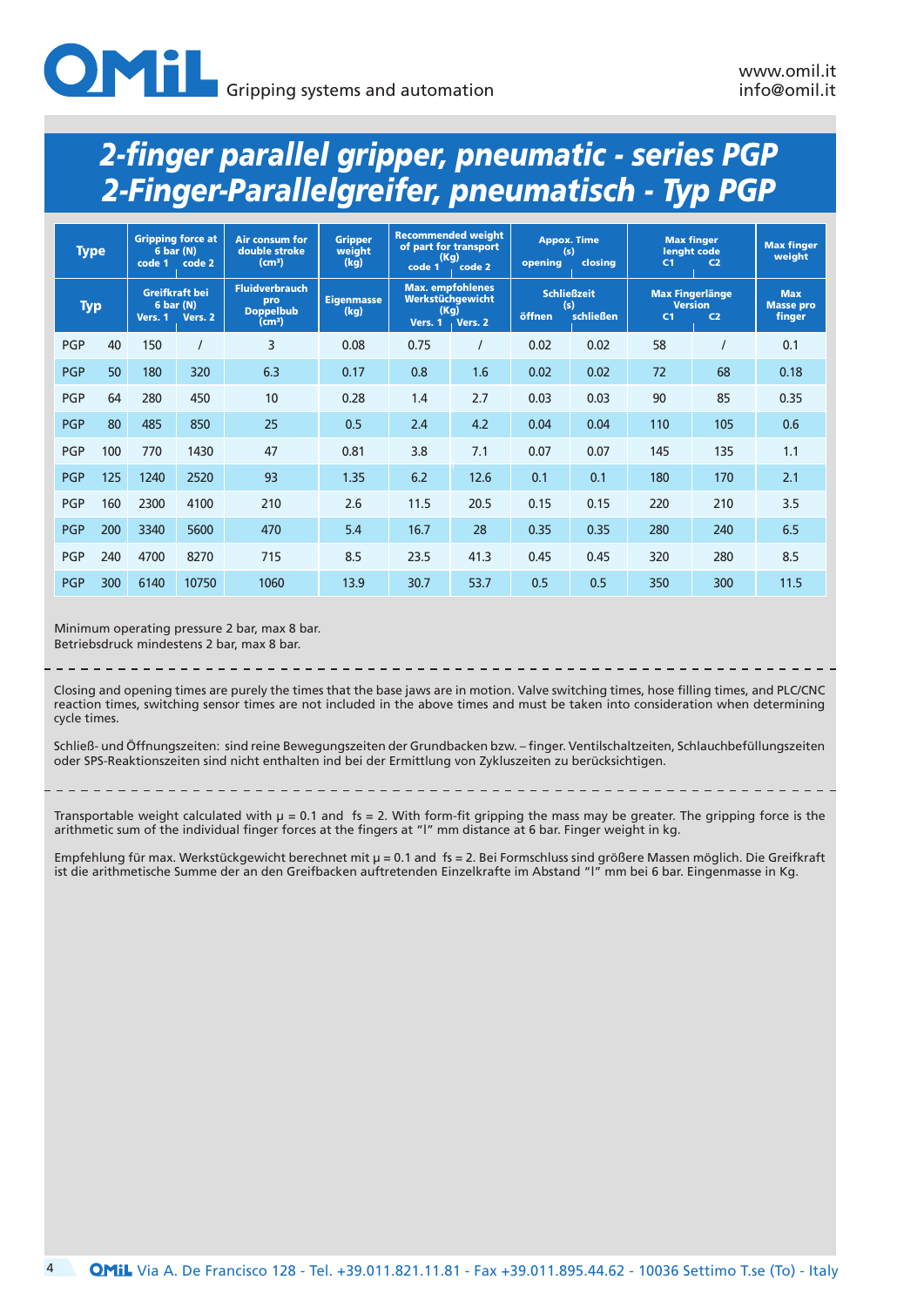# 2-finger parallel gripper, pneumatic - series PGP
# 2-Finger-Parallelgreifer, pneumatisch - Typ PGP

| Type | | Gripping force at 6 bar (N) code 1 | code 2 | Air consum for double stroke (cm³) | Gripper weight (kg) | Recommended weight of part for transport (Kg) code 1 | code 2 | Appox. Time (s) opening | closing | Max finger lenght code C1 | C2 | Max finger weight |
|---|---|---|---|---|---|---|---|---|---|---|---|---|
| **Typ** | | **Greifkraft bei 6 bar (N) Vers. 1** | **Vers. 2** | **Fluidverbrauch pro Doppelbub (cm³)** | **Eigenmasse (kg)** | **Max. empfohlenes Werkstüchgewicht (Kg) Vers. 1** | **Vers. 2** | **Schließzeit (s) öffnen** | **schließen** | **Max Fingerlänge Version C1** | **C2** | **Max Masse pro finger** |
| PGP | 40 | 150 | / | 3 | 0.08 | 0.75 | / | 0.02 | 0.02 | 58 | / | 0.1 |
| PGP | 50 | 180 | 320 | 6.3 | 0.17 | 0.8 | 1.6 | 0.02 | 0.02 | 72 | 68 | 0.18 |
| PGP | 64 | 280 | 450 | 10 | 0.28 | 1.4 | 2.7 | 0.03 | 0.03 | 90 | 85 | 0.35 |
| PGP | 80 | 485 | 850 | 25 | 0.5 | 2.4 | 4.2 | 0.04 | 0.04 | 110 | 105 | 0.6 |
| PGP | 100 | 770 | 1430 | 47 | 0.81 | 3.8 | 7.1 | 0.07 | 0.07 | 145 | 135 | 1.1 |
| PGP | 125 | 1240 | 2520 | 93 | 1.35 | 6.2 | 12.6 | 0.1 | 0.1 | 180 | 170 | 2.1 |
| PGP | 160 | 2300 | 4100 | 210 | 2.6 | 11.5 | 20.5 | 0.15 | 0.15 | 220 | 210 | 3.5 |
| PGP | 200 | 3340 | 5600 | 470 | 5.4 | 16.7 | 28 | 0.35 | 0.35 | 280 | 240 | 6.5 |
| PGP | 240 | 4700 | 8270 | 715 | 8.5 | 23.5 | 41.3 | 0.45 | 0.45 | 320 | 280 | 8.5 |
| PGP | 300 | 6140 | 10750 | 1060 | 13.9 | 30.7 | 53.7 | 0.5 | 0.5 | 350 | 300 | 11.5 |

Minimum operating pressure 2 bar, max 8 bar.
Betriebsdruck mindestens 2 bar, max 8 bar.

Closing and opening times are purely the times that the base jaws are in motion. Valve switching times, hose filling times, and PLC/CNC reaction times, switching sensor times are not included in the above times and must be taken into consideration when determining cycle times.

Schließ- und Öffnungszeiten: sind reine Bewegungszeiten der Grundbacken bzw. – finger. Ventilschaltzeiten, Schlauchbefüllungszeiten oder SPS-Reaktionszeiten sind nicht enthalten ind bei der Ermittlung von Zykluszeiten zu berücksichtigen.

Transportable weight calculated with $\mu = 0.1$ and $fs = 2$. With form-fit gripping the mass may be greater. The gripping force is the arithmetic sum of the individual finger forces at the fingers at "l" mm distance at 6 bar. Finger weight in kg.

Empfehlung für max. Werkstückgewicht berechnet mit $\mu = 0.1$ and $fs = 2$. Bei Formschluss sind größere Massen möglich. Die Greifkraft ist die arithmetische Summe der an den Greifbacken auftretenden Einzelkrafte im Abstand "l" mm bei 6 bar. Eingenmasse in Kg.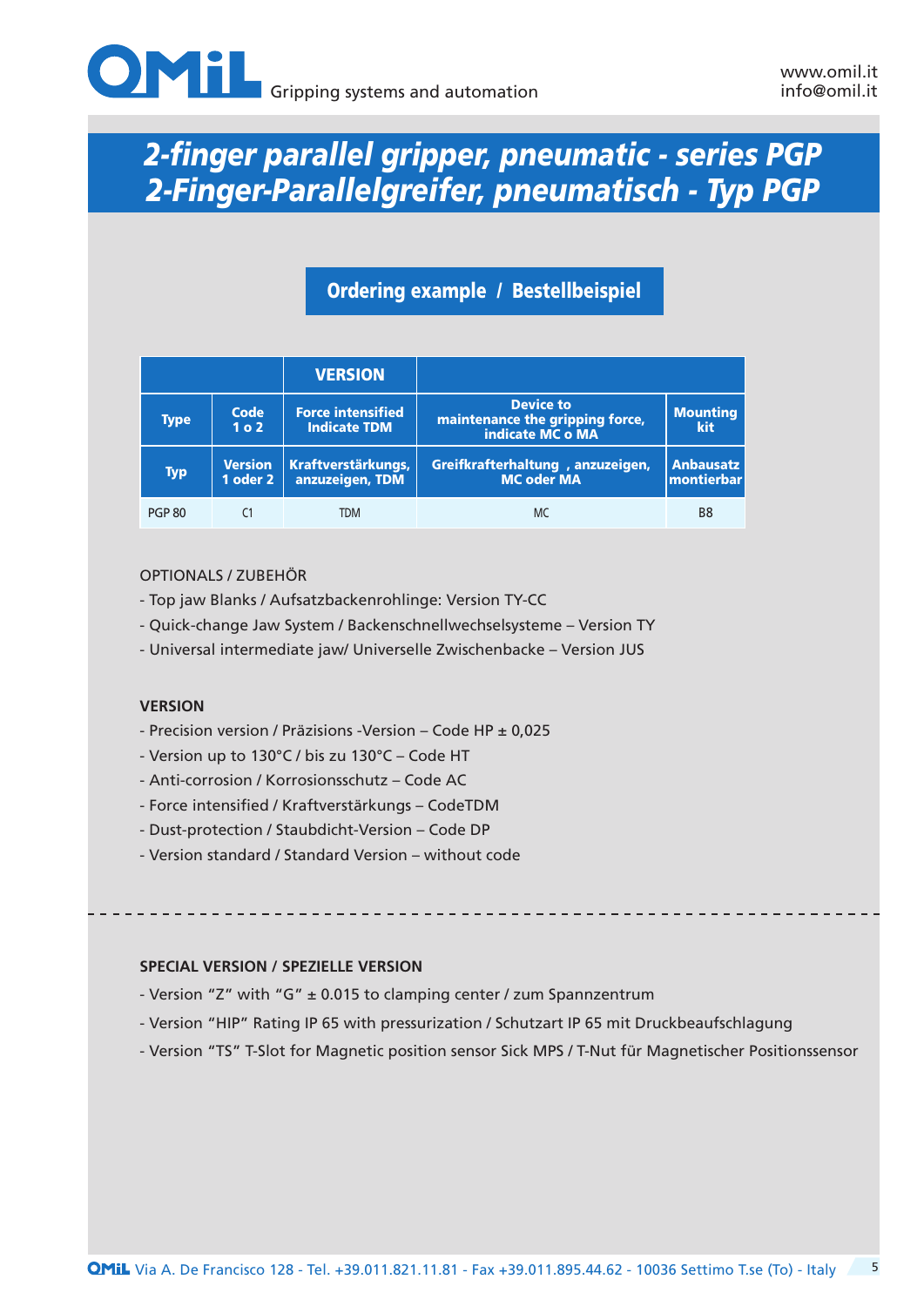# 2-finger parallel gripper, pneumatic - series PGP
# 2-Finger-Parallelgreifer, pneumatisch - Typ PGP

## Ordering example / Bestellbeispiel

| | | VERSION | | |
|---|---|---|---|---|
| **Type** | **Code 1 o 2** | **Force intensified Indicate TDM** | **Device to maintenance the gripping force, indicate MC o MA** | **Mounting kit** |
| **Typ** | **Version 1 oder 2** | **Kraftverstärkungs, anzuzeigen, TDM** | **Greifkrafterhaltung , anzuzeigen, MC oder MA** | **Anbausatz montierbar** |
| PGP 80 | C1 | TDM | MC | B8 |

OPTIONALS / ZUBEHÖR

- Top jaw Blanks / Aufsatzbackenrohlinge: Version TY-CC
- Quick-change Jaw System / Backenschnellwechselsysteme – Version TY
- Universal intermediate jaw/ Universelle Zwischenbacke – Version JUS

**VERSION**

- Precision version / Präzisions -Version – Code HP ± 0,025
- Version up to 130°C / bis zu 130°C – Code HT
- Anti-corrosion / Korrosionsschutz – Code AC
- Force intensified / Kraftverstärkungs – CodeTDM
- Dust-protection / Staubdicht-Version – Code DP
- Version standard / Standard Version – without code

**SPECIAL VERSION / SPEZIELLE VERSION**

- Version “Z” with “G” ± 0.015 to clamping center / zum Spannzentrum
- Version “HIP” Rating IP 65 with pressurization / Schutzart IP 65 mit Druckbeaufschlagung
- Version “TS” T-Slot for Magnetic position sensor Sick MPS / T-Nut für Magnetischer Positionssensor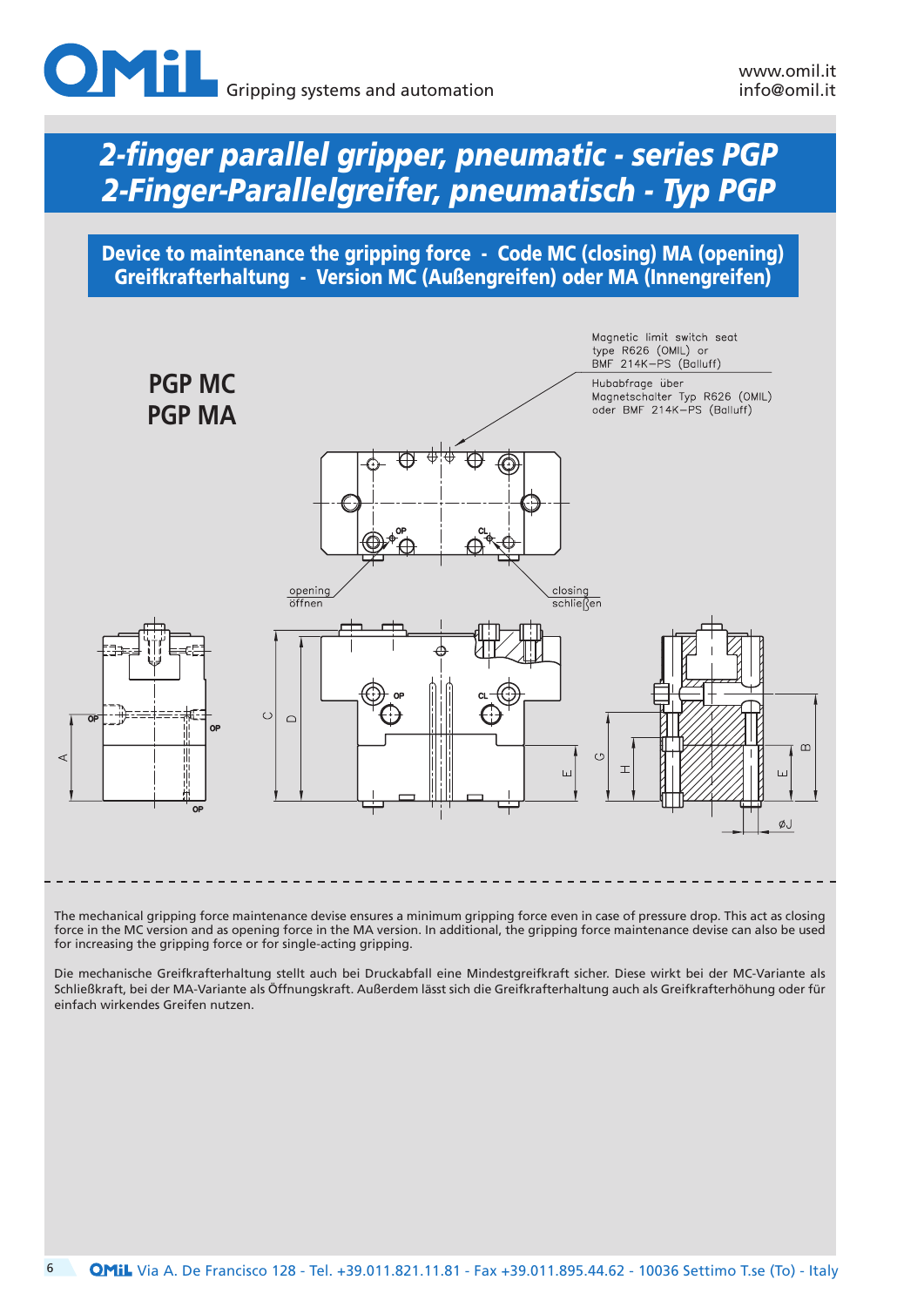# 2-finger parallel gripper, pneumatic - series PGP
# 2-Finger-Parallelgreifer, pneumatisch - Typ PGP

## Device to maintenance the gripping force - Code MC (closing) MA (opening)
## Greifkrafterhaltung - Version MC (Außengreifen) oder MA (Innengreifen)

### PGP MC
### PGP MA

Magnetic limit switch seat type R626 (OMIL) or BMF 214K–PS (Balluff)

Hubabfrage über Magnetschalter Typ R626 (OMIL) oder BMF 214K–PS (Balluff)

opening / öffnen

closing / schließen

The mechanical gripping force maintenance devise ensures a minimum gripping force even in case of pressure drop. This act as closing force in the MC version and as opening force in the MA version. In additional, the gripping force maintenance devise can also be used for increasing the gripping force or for single-acting gripping.

Die mechanische Greifkrafterhaltung stellt auch bei Druckabfall eine Mindestgreifkraft sicher. Diese wirkt bei der MC-Variante als Schließkraft, bei der MA-Variante als Öffnungskraft. Außerdem lässt sich die Greifkrafterhaltung auch als Greifkrafterhöhung oder für einfach wirkendes Greifen nutzen.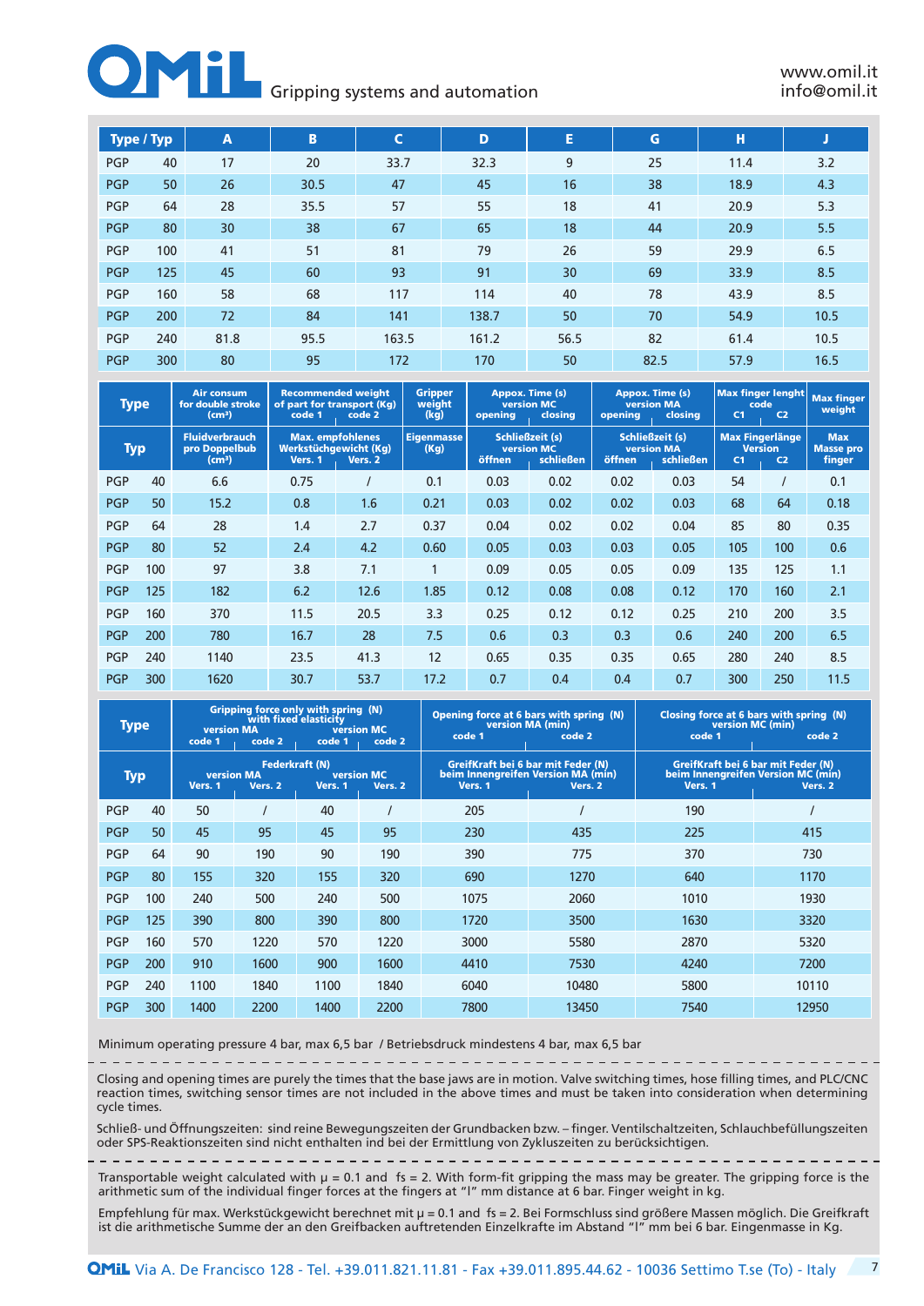# OMIL Gripping systems and automation

www.omil.it
info@omil.it

| Type / Typ | | A | B | C | D | E | G | H | J |
|---|---|---|---|---|---|---|---|---|---|
| PGP | 40 | 17 | 20 | 33.7 | 32.3 | 9 | 25 | 11.4 | 3.2 |
| PGP | 50 | 26 | 30.5 | 47 | 45 | 16 | 38 | 18.9 | 4.3 |
| PGP | 64 | 28 | 35.5 | 57 | 55 | 18 | 41 | 20.9 | 5.3 |
| PGP | 80 | 30 | 38 | 67 | 65 | 18 | 44 | 20.9 | 5.5 |
| PGP | 100 | 41 | 51 | 81 | 79 | 26 | 59 | 29.9 | 6.5 |
| PGP | 125 | 45 | 60 | 93 | 91 | 30 | 69 | 33.9 | 8.5 |
| PGP | 160 | 58 | 68 | 117 | 114 | 40 | 78 | 43.9 | 8.5 |
| PGP | 200 | 72 | 84 | 141 | 138.7 | 50 | 70 | 54.9 | 10.5 |
| PGP | 240 | 81.8 | 95.5 | 163.5 | 161.2 | 56.5 | 82 | 61.4 | 10.5 |
| PGP | 300 | 80 | 95 | 172 | 170 | 50 | 82.5 | 57.9 | 16.5 |

| Type | | Air consum for double stroke (cm³) | Recommended weight of part for transport (Kg) code 1 | code 2 | Gripper weight (kg) | Appox. Time (s) version MC opening | closing | Appox. Time (s) version MA opening | closing | Max finger lenght code C1 | C2 | Max finger weight |
|---|---|---|---|---|---|---|---|---|---|---|---|---|
| Typ | | Fluidverbrauch pro Doppelbub (cm³) | Max. empfohlenes Werkstüchgewicht (Kg) Vers. 1 | Vers. 2 | Eigenmasse (Kg) | Schließzeit (s) version MC öffnen | schließen | Schließzeit (s) version MA öffnen | schließen | Max Fingerlänge Version C1 | C2 | Max Masse pro finger |
| PGP | 40 | 6.6 | 0.75 | / | 0.1 | 0.03 | 0.02 | 0.02 | 0.03 | 54 | / | 0.1 |
| PGP | 50 | 15.2 | 0.8 | 1.6 | 0.21 | 0.03 | 0.02 | 0.02 | 0.03 | 68 | 64 | 0.18 |
| PGP | 64 | 28 | 1.4 | 2.7 | 0.37 | 0.04 | 0.02 | 0.02 | 0.04 | 85 | 80 | 0.35 |
| PGP | 80 | 52 | 2.4 | 4.2 | 0.60 | 0.05 | 0.03 | 0.03 | 0.05 | 105 | 100 | 0.6 |
| PGP | 100 | 97 | 3.8 | 7.1 | 1 | 0.09 | 0.05 | 0.05 | 0.09 | 135 | 125 | 1.1 |
| PGP | 125 | 182 | 6.2 | 12.6 | 1.85 | 0.12 | 0.08 | 0.08 | 0.12 | 170 | 160 | 2.1 |
| PGP | 160 | 370 | 11.5 | 20.5 | 3.3 | 0.25 | 0.12 | 0.12 | 0.25 | 210 | 200 | 3.5 |
| PGP | 200 | 780 | 16.7 | 28 | 7.5 | 0.6 | 0.3 | 0.3 | 0.6 | 240 | 200 | 6.5 |
| PGP | 240 | 1140 | 23.5 | 41.3 | 12 | 0.65 | 0.35 | 0.35 | 0.65 | 280 | 240 | 8.5 |
| PGP | 300 | 1620 | 30.7 | 53.7 | 17.2 | 0.7 | 0.4 | 0.4 | 0.7 | 300 | 250 | 11.5 |

| Type | | Gripping force only with spring (N) with fixed elasticity version MA code 1 | code 2 | version MC code 1 | code 2 | Opening force at 6 bars with spring (N) version MA (min) code 1 | code 2 | Closing force at 6 bars with spring (N) version MC (min) code 1 | code 2 |
|---|---|---|---|---|---|---|---|---|---|
| Typ | | Federkraft (N) version MA Vers. 1 | Vers. 2 | version MC Vers. 1 | Vers. 2 | GreifKraft bei 6 bar mit Feder (N) beim Innengreifen Version MA (min) Vers. 1 | Vers. 2 | GreifKraft bei 6 bar mit Feder (N) beim Innengreifen Version MC (min) Vers. 1 | Vers. 2 |
| PGP | 40 | 50 | / | 40 | / | 205 | / | 190 | / |
| PGP | 50 | 45 | 95 | 45 | 95 | 230 | 435 | 225 | 415 |
| PGP | 64 | 90 | 190 | 90 | 190 | 390 | 775 | 370 | 730 |
| PGP | 80 | 155 | 320 | 155 | 320 | 690 | 1270 | 640 | 1170 |
| PGP | 100 | 240 | 500 | 240 | 500 | 1075 | 2060 | 1010 | 1930 |
| PGP | 125 | 390 | 800 | 390 | 800 | 1720 | 3500 | 1630 | 3320 |
| PGP | 160 | 570 | 1220 | 570 | 1220 | 3000 | 5580 | 2870 | 5320 |
| PGP | 200 | 910 | 1600 | 900 | 1600 | 4410 | 7530 | 4240 | 7200 |
| PGP | 240 | 1100 | 1840 | 1100 | 1840 | 6040 | 10480 | 5800 | 10110 |
| PGP | 300 | 1400 | 2200 | 1400 | 2200 | 7800 | 13450 | 7540 | 12950 |

Minimum operating pressure 4 bar, max 6,5 bar / Betriebsdruck mindestens 4 bar, max 6,5 bar

Closing and opening times are purely the times that the base jaws are in motion. Valve switching times, hose filling times, and PLC/CNC reaction times, switching sensor times are not included in the above times and must be taken into consideration when determining cycle times.

Schließ- und Öffnungszeiten: sind reine Bewegungszeiten der Grundbacken bzw. – finger. Ventilschaltzeiten, Schlauchbefüllungszeiten oder SPS-Reaktionszeiten sind nicht enthalten ind bei der Ermittlung von Zykluszeiten zu berücksichtigen.

Transportable weight calculated with μ = 0.1 and fs = 2. With form-fit gripping the mass may be greater. The gripping force is the arithmetic sum of the individual finger forces at the fingers at "l" mm distance at 6 bar. Finger weight in kg.

Empfehlung für max. Werkstückgewicht berechnet mit μ = 0.1 and fs = 2. Bei Formschluss sind größere Massen möglich. Die Greifkraft ist die arithmetische Summe der an den Greifbacken auftretenden Einzelkrafte im Abstand "l" mm bei 6 bar. Eingenmasse in Kg.

OMIL Via A. De Francisco 128 - Tel. +39.011.821.11.81 - Fax +39.011.895.44.62 - 10036 Settimo T.se (To) - Italy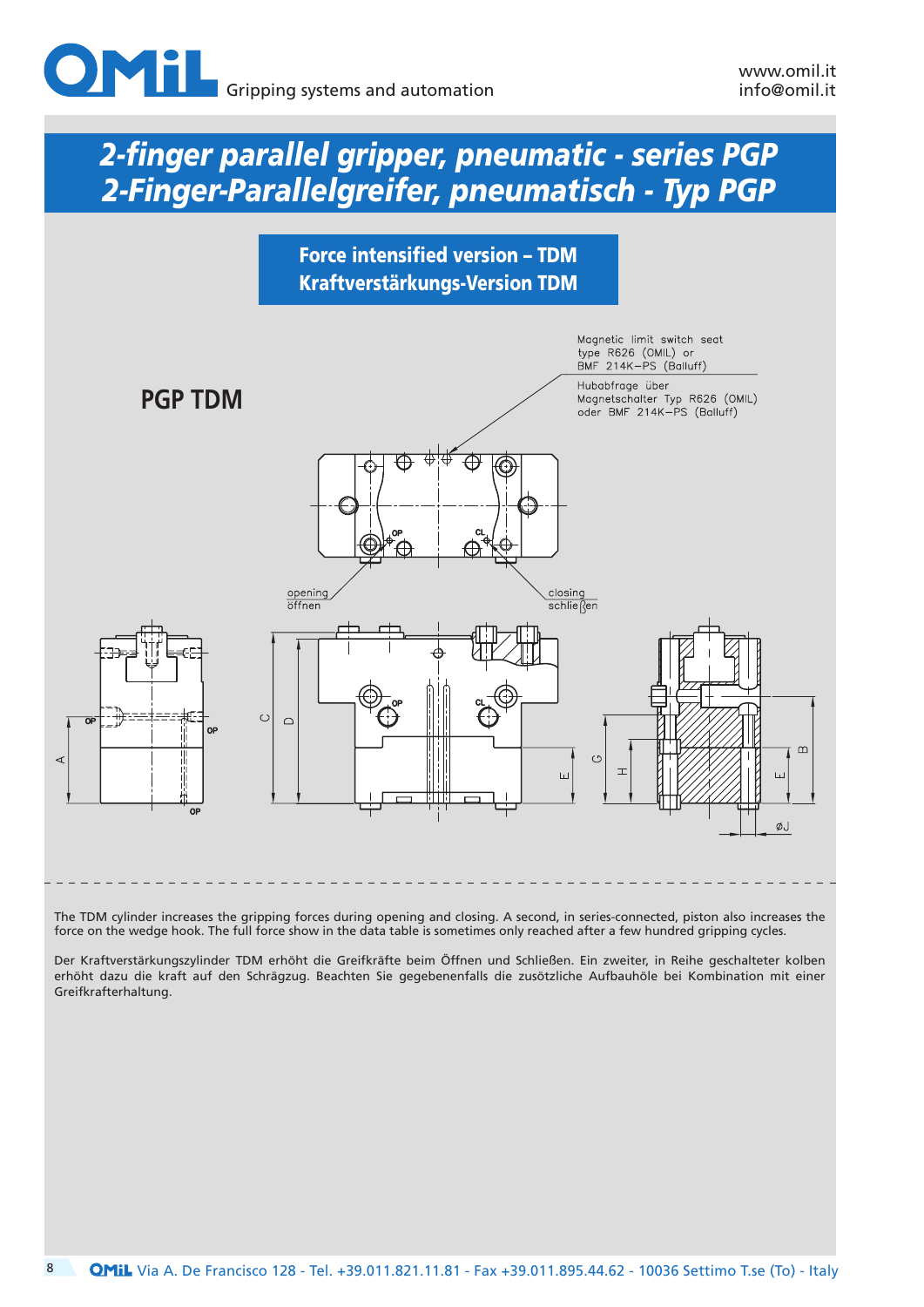# 2-finger parallel gripper, pneumatic - series PGP
# 2-Finger-Parallelgreifer, pneumatisch - Typ PGP

## Force intensified version – TDM
## Kraftverstärkungs-Version TDM

### PGP TDM

Magnetic limit switch seat type R626 (OMIL) or BMF 214K–PS (Balluff)

Hubabfrage über Magnetschalter Typ R626 (OMIL) oder BMF 214K–PS (Balluff)

opening / öffnen

closing / schließen

OP, CL, A, B, C, D, E, G, H, øJ

The TDM cylinder increases the gripping forces during opening and closing. A second, in series-connected, piston also increases the force on the wedge hook. The full force show in the data table is sometimes only reached after a few hundred gripping cycles.

Der Kraftverstärkungszylinder TDM erhöht die Greifkräfte beim Öffnen und Schließen. Ein zweiter, in Reihe geschalteter kolben erhöht dazu die kraft auf den Schrägzug. Beachten Sie gegebenenfalls die zusötzliche Aufbauhöle bei Kombination mit einer Greifkrafterhaltung.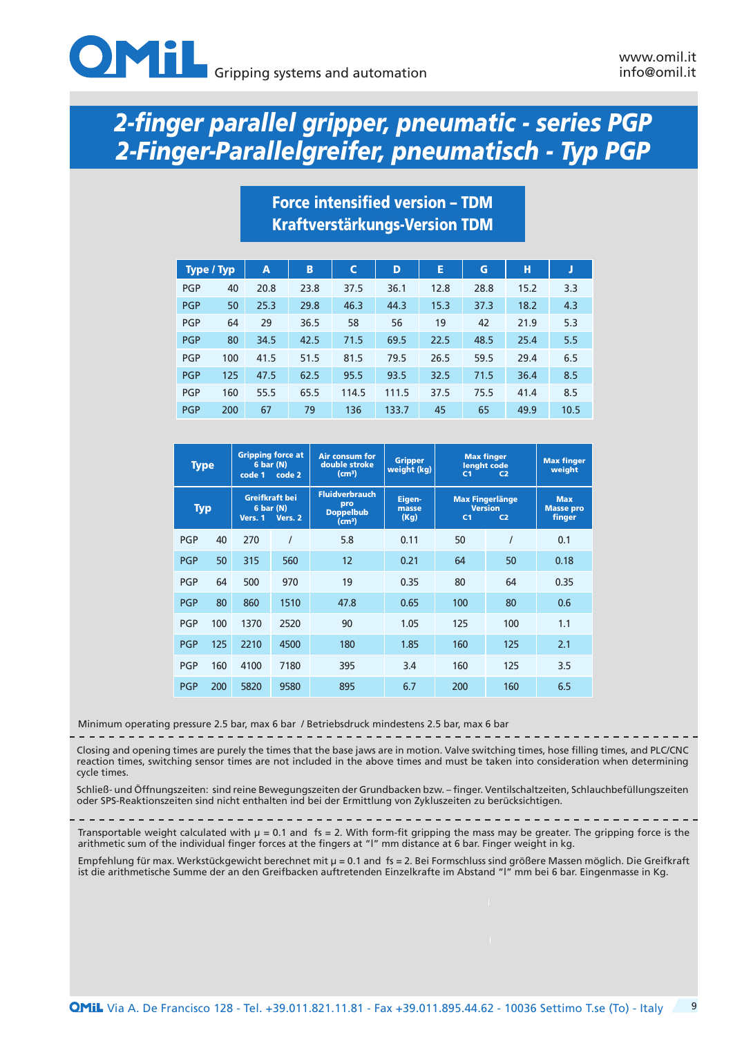# 2-finger parallel gripper, pneumatic - series PGP
# 2-Finger-Parallelgreifer, pneumatisch - Typ PGP

## Force intensified version – TDM
## Kraftverstärkungs-Version TDM

| Type / Typ | | A | B | C | D | E | G | H | J |
|---|---|---|---|---|---|---|---|---|---|
| PGP | 40 | 20.8 | 23.8 | 37.5 | 36.1 | 12.8 | 28.8 | 15.2 | 3.3 |
| PGP | 50 | 25.3 | 29.8 | 46.3 | 44.3 | 15.3 | 37.3 | 18.2 | 4.3 |
| PGP | 64 | 29 | 36.5 | 58 | 56 | 19 | 42 | 21.9 | 5.3 |
| PGP | 80 | 34.5 | 42.5 | 71.5 | 69.5 | 22.5 | 48.5 | 25.4 | 5.5 |
| PGP | 100 | 41.5 | 51.5 | 81.5 | 79.5 | 26.5 | 59.5 | 29.4 | 6.5 |
| PGP | 125 | 47.5 | 62.5 | 95.5 | 93.5 | 32.5 | 71.5 | 36.4 | 8.5 |
| PGP | 160 | 55.5 | 65.5 | 114.5 | 111.5 | 37.5 | 75.5 | 41.4 | 8.5 |
| PGP | 200 | 67 | 79 | 136 | 133.7 | 45 | 65 | 49.9 | 10.5 |

| Type | | Gripping force at 6 bar (N) code 1 | code 2 | Air consum for double stroke (cm³) | Gripper weight (kg) | Max finger lenght code C1 | C2 | Max finger weight |
|---|---|---|---|---|---|---|---|---|
| **Typ** | | **Greifkraft bei 6 bar (N) Vers. 1** | **Vers. 2** | **Fluidverbrauch pro Doppelbub (cm³)** | **Eigen-masse (Kg)** | **Max Fingerlänge Version C1** | **C2** | **Max Masse pro finger** |
| PGP | 40 | 270 | / | 5.8 | 0.11 | 50 | / | 0.1 |
| PGP | 50 | 315 | 560 | 12 | 0.21 | 64 | 50 | 0.18 |
| PGP | 64 | 500 | 970 | 19 | 0.35 | 80 | 64 | 0.35 |
| PGP | 80 | 860 | 1510 | 47.8 | 0.65 | 100 | 80 | 0.6 |
| PGP | 100 | 1370 | 2520 | 90 | 1.05 | 125 | 100 | 1.1 |
| PGP | 125 | 2210 | 4500 | 180 | 1.85 | 160 | 125 | 2.1 |
| PGP | 160 | 4100 | 7180 | 395 | 3.4 | 160 | 125 | 3.5 |
| PGP | 200 | 5820 | 9580 | 895 | 6.7 | 200 | 160 | 6.5 |

Minimum operating pressure 2.5 bar, max 6 bar / Betriebsdruck mindestens 2.5 bar, max 6 bar

Closing and opening times are purely the times that the base jaws are in motion. Valve switching times, hose filling times, and PLC/CNC reaction times, switching sensor times are not included in the above times and must be taken into consideration when determining cycle times.

Schließ- und Öffnungszeiten: sind reine Bewegungszeiten der Grundbacken bzw. – finger. Ventilschaltzeiten, Schlauchbefüllungszeiten oder SPS-Reaktionszeiten sind nicht enthalten ind bei der Ermittlung von Zykluszeiten zu berücksichtigen.

Transportable weight calculated with μ = 0.1 and fs = 2. With form-fit gripping the mass may be greater. The gripping force is the arithmetic sum of the individual finger forces at the fingers at "l" mm distance at 6 bar. Finger weight in kg.

Empfehlung für max. Werkstückgewicht berechnet mit μ = 0.1 and fs = 2. Bei Formschluss sind größere Massen möglich. Die Greifkraft ist die arithmetische Summe der an den Greifbacken auftretenden Einzelkrafte im Abstand "l" mm bei 6 bar. Eingenmasse in Kg.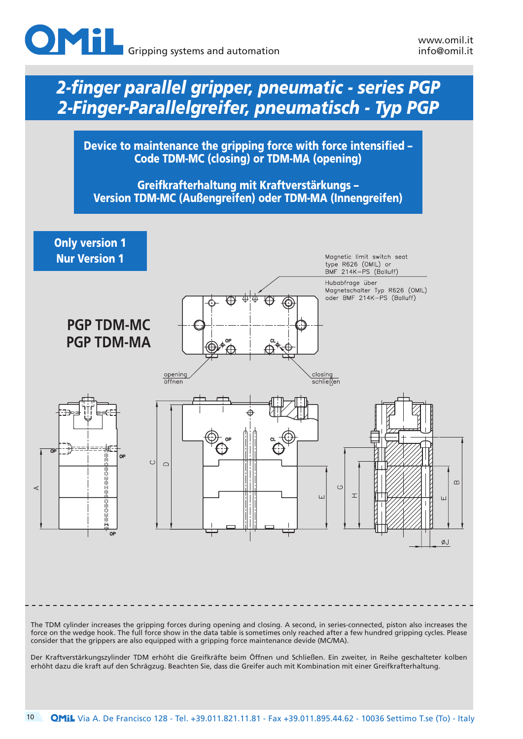# 2-finger parallel gripper, pneumatic - series PGP
# 2-Finger-Parallelgreifer, pneumatisch - Typ PGP

## Device to maintenance the gripping force with force intensified – Code TDM-MC (closing) or TDM-MA (opening)

## Greifkrafterhaltung mit Kraftverstärkungs – Version TDM-MC (Außengreifen) oder TDM-MA (Innengreifen)

**Only version 1**
**Nur Version 1**

**PGP TDM-MC**
**PGP TDM-MA**

Magnetic limit switch seat type R626 (OMIL) or BMF 214K–PS (Balluff)

Hubabfrage über Magnetschalter Typ R626 (OMIL) oder BMF 214K–PS (Balluff)

opening / öffnen

closing / schließen

The TDM cylinder increases the gripping forces during opening and closing. A second, in series-connected, piston also increases the force on the wedge hook. The full force show in the data table is sometimes only reached after a few hundred gripping cycles. Please consider that the grippers are also equipped with a gripping force maintenance devide (MC/MA).

Der Kraftverstärkungszylinder TDM erhöht die Greifkräfte beim Öffnen und Schließen. Ein zweiter, in Reihe geschalteter kolben erhöht dazu die kraft auf den Schrägzug. Beachten Sie, dass die Greifer auch mit Kombination mit einer Greifkrafterhaltung.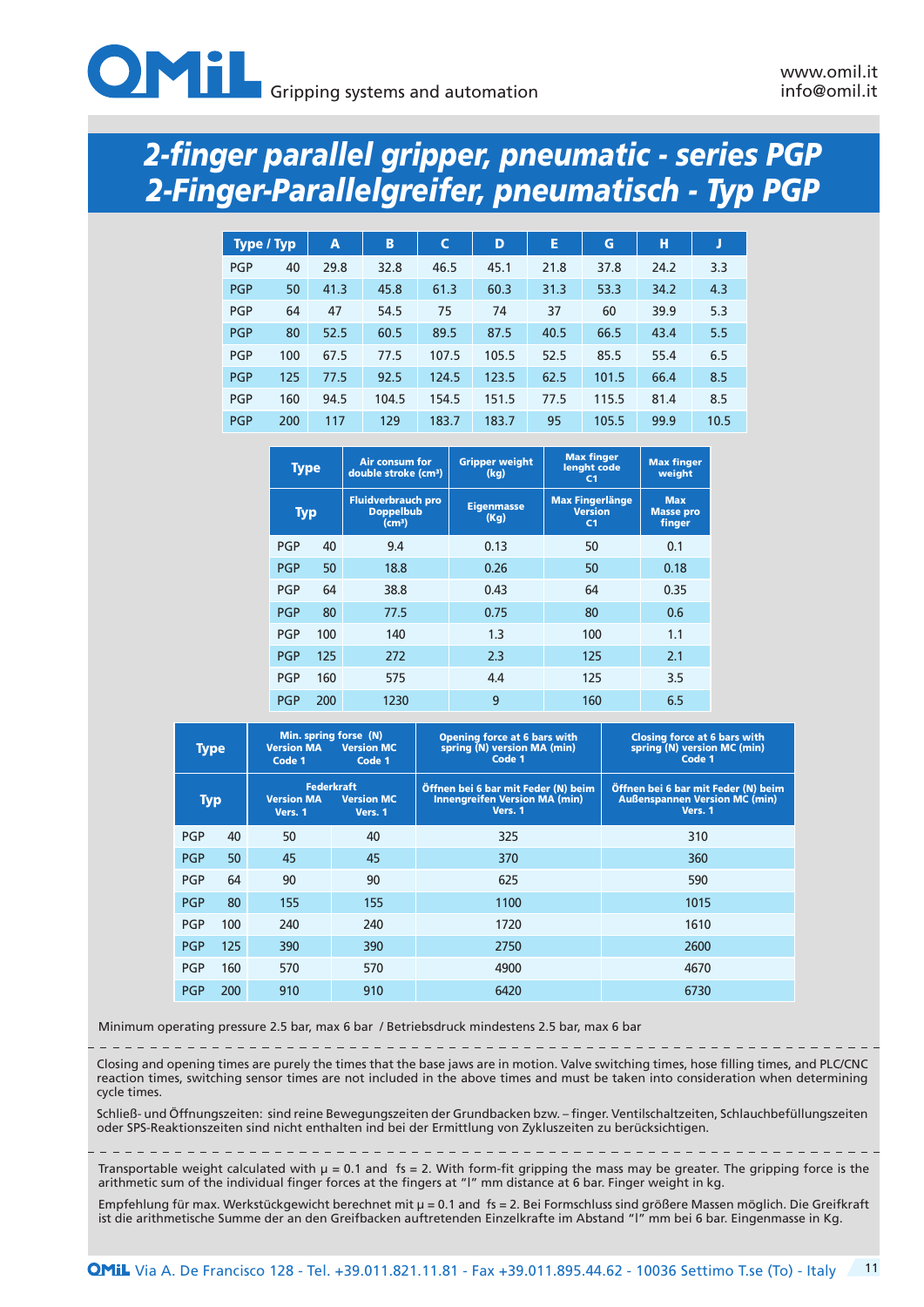# 2-finger parallel gripper, pneumatic - series PGP
# 2-Finger-Parallelgreifer, pneumatisch - Typ PGP

| Type / Typ | | A | B | C | D | E | G | H | J |
|---|---|---|---|---|---|---|---|---|---|
| PGP | 40 | 29.8 | 32.8 | 46.5 | 45.1 | 21.8 | 37.8 | 24.2 | 3.3 |
| PGP | 50 | 41.3 | 45.8 | 61.3 | 60.3 | 31.3 | 53.3 | 34.2 | 4.3 |
| PGP | 64 | 47 | 54.5 | 75 | 74 | 37 | 60 | 39.9 | 5.3 |
| PGP | 80 | 52.5 | 60.5 | 89.5 | 87.5 | 40.5 | 66.5 | 43.4 | 5.5 |
| PGP | 100 | 67.5 | 77.5 | 107.5 | 105.5 | 52.5 | 85.5 | 55.4 | 6.5 |
| PGP | 125 | 77.5 | 92.5 | 124.5 | 123.5 | 62.5 | 101.5 | 66.4 | 8.5 |
| PGP | 160 | 94.5 | 104.5 | 154.5 | 151.5 | 77.5 | 115.5 | 81.4 | 8.5 |
| PGP | 200 | 117 | 129 | 183.7 | 183.7 | 95 | 105.5 | 99.9 | 10.5 |

| Type | | Air consum for double stroke (cm³) | Gripper weight (kg) | Max finger lenght code C1 | Max finger weight |
|---|---|---|---|---|---|
| Typ | | Fluidverbrauch pro Doppelbub (cm³) | Eigenmasse (Kg) | Max Fingerlänge Version C1 | Max Masse pro finger |
| PGP | 40 | 9.4 | 0.13 | 50 | 0.1 |
| PGP | 50 | 18.8 | 0.26 | 50 | 0.18 |
| PGP | 64 | 38.8 | 0.43 | 64 | 0.35 |
| PGP | 80 | 77.5 | 0.75 | 80 | 0.6 |
| PGP | 100 | 140 | 1.3 | 100 | 1.1 |
| PGP | 125 | 272 | 2.3 | 125 | 2.1 |
| PGP | 160 | 575 | 4.4 | 125 | 3.5 |
| PGP | 200 | 1230 | 9 | 160 | 6.5 |

| Type | | Min. spring forse (N) Version MA Code 1 | Version MC Code 1 | Opening force at 6 bars with spring (N) version MA (min) Code 1 | Closing force at 6 bars with spring (N) version MC (min) Code 1 |
|---|---|---|---|---|---|
| Typ | | Federkraft Version MA Vers. 1 | Version MC Vers. 1 | Öffnen bei 6 bar mit Feder (N) beim Innengreifen Version MA (min) Vers. 1 | Öffnen bei 6 bar mit Feder (N) beim Außenspannen Version MC (min) Vers. 1 |
| PGP | 40 | 50 | 40 | 325 | 310 |
| PGP | 50 | 45 | 45 | 370 | 360 |
| PGP | 64 | 90 | 90 | 625 | 590 |
| PGP | 80 | 155 | 155 | 1100 | 1015 |
| PGP | 100 | 240 | 240 | 1720 | 1610 |
| PGP | 125 | 390 | 390 | 2750 | 2600 |
| PGP | 160 | 570 | 570 | 4900 | 4670 |
| PGP | 200 | 910 | 910 | 6420 | 6730 |

Minimum operating pressure 2.5 bar, max 6 bar / Betriebsdruck mindestens 2.5 bar, max 6 bar

Closing and opening times are purely the times that the base jaws are in motion. Valve switching times, hose filling times, and PLC/CNC reaction times, switching sensor times are not included in the above times and must be taken into consideration when determining cycle times.

Schließ- und Öffnungszeiten: sind reine Bewegungszeiten der Grundbacken bzw. – finger. Ventilschaltzeiten, Schlauchbefüllungszeiten oder SPS-Reaktionszeiten sind nicht enthalten ind bei der Ermittlung von Zykluszeiten zu berücksichtigen.

Transportable weight calculated with $\mu = 0.1$ and $fs = 2$. With form-fit gripping the mass may be greater. The gripping force is the arithmetic sum of the individual finger forces at the fingers at "l" mm distance at 6 bar. Finger weight in kg.

Empfehlung für max. Werkstückgewicht berechnet mit $\mu = 0.1$ and $fs = 2$. Bei Formschluss sind größere Massen möglich. Die Greifkraft ist die arithmetische Summe der an den Greifbacken auftretenden Einzelkrafte im Abstand "l" mm bei 6 bar. Eigenmasse in Kg.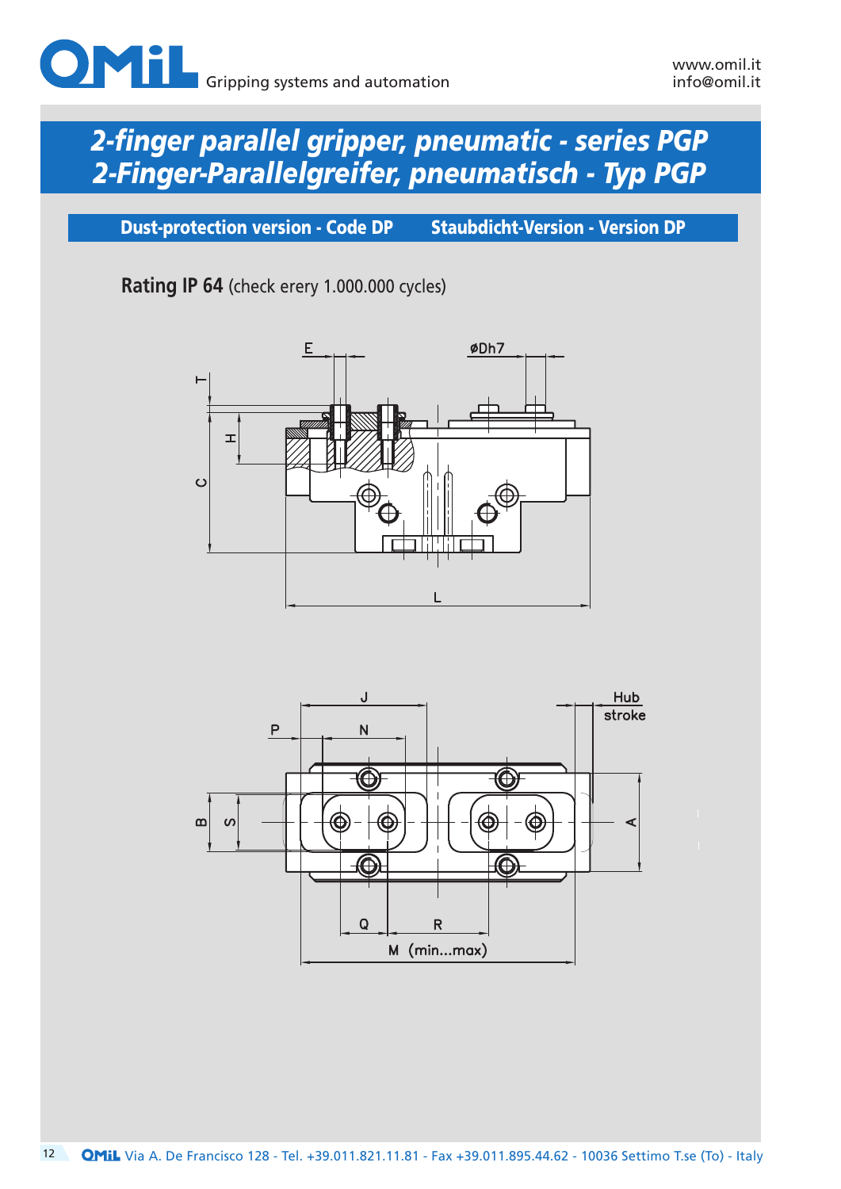# 2-finger parallel gripper, pneumatic - series PGP
# 2-Finger-Parallelgreifer, pneumatisch - Typ PGP

## Dust-protection version - Code DP    Staubdicht-Version - Version DP

**Rating IP 64** (check erery 1.000.000 cycles)

E  øDh7  T  H  C  L

J  Hub stroke  P  N  B  S  A  Q  R  M (min...max)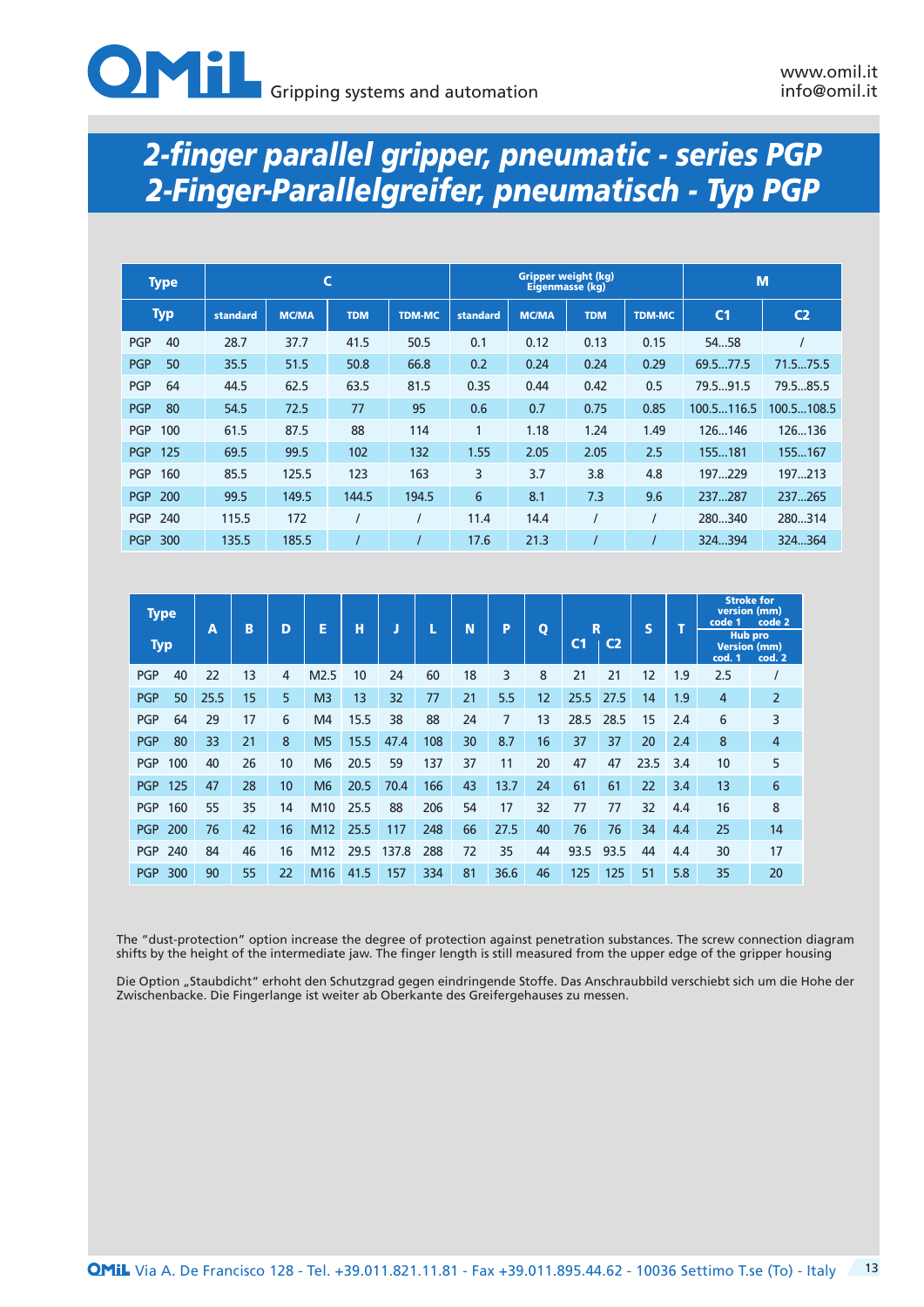# 2-finger parallel gripper, pneumatic - series PGP
# 2-Finger-Parallelgreifer, pneumatisch - Typ PGP

| Type | C | | | | Gripper weight (kg) Eigenmasse (kg) | | | | M | |
|---|---|---|---|---|---|---|---|---|---|---|
| Typ | standard | MC/MA | TDM | TDM-MC | standard | MC/MA | TDM | TDM-MC | C1 | C2 |
| PGP 40 | 28.7 | 37.7 | 41.5 | 50.5 | 0.1 | 0.12 | 0.13 | 0.15 | 54...58 | / |
| PGP 50 | 35.5 | 51.5 | 50.8 | 66.8 | 0.2 | 0.24 | 0.24 | 0.29 | 69.5...77.5 | 71.5...75.5 |
| PGP 64 | 44.5 | 62.5 | 63.5 | 81.5 | 0.35 | 0.44 | 0.42 | 0.5 | 79.5...91.5 | 79.5...85.5 |
| PGP 80 | 54.5 | 72.5 | 77 | 95 | 0.6 | 0.7 | 0.75 | 0.85 | 100.5...116.5 | 100.5...108.5 |
| PGP 100 | 61.5 | 87.5 | 88 | 114 | 1 | 1.18 | 1.24 | 1.49 | 126...146 | 126...136 |
| PGP 125 | 69.5 | 99.5 | 102 | 132 | 1.55 | 2.05 | 2.05 | 2.5 | 155...181 | 155...167 |
| PGP 160 | 85.5 | 125.5 | 123 | 163 | 3 | 3.7 | 3.8 | 4.8 | 197...229 | 197...213 |
| PGP 200 | 99.5 | 149.5 | 144.5 | 194.5 | 6 | 8.1 | 7.3 | 9.6 | 237...287 | 237...265 |
| PGP 240 | 115.5 | 172 | / | / | 11.4 | 14.4 | / | / | 280...340 | 280...314 |
| PGP 300 | 135.5 | 185.5 | / | / | 17.6 | 21.3 | / | / | 324...394 | 324...364 |

| Type / Typ | A | B | D | E | H | J | L | N | P | Q | R C1 | R C2 | S | T | Stroke for version (mm) / Hub pro Version (mm) code 1 / cod. 1 | code 2 / cod. 2 |
|---|---|---|---|---|---|---|---|---|---|---|---|---|---|---|---|---|
| PGP 40 | 22 | 13 | 4 | M2.5 | 10 | 24 | 60 | 18 | 3 | 8 | 21 | 21 | 12 | 1.9 | 2.5 | / |
| PGP 50 | 25.5 | 15 | 5 | M3 | 13 | 32 | 77 | 21 | 5.5 | 12 | 25.5 | 27.5 | 14 | 1.9 | 4 | 2 |
| PGP 64 | 29 | 17 | 6 | M4 | 15.5 | 38 | 88 | 24 | 7 | 13 | 28.5 | 28.5 | 15 | 2.4 | 6 | 3 |
| PGP 80 | 33 | 21 | 8 | M5 | 15.5 | 47.4 | 108 | 30 | 8.7 | 16 | 37 | 37 | 20 | 2.4 | 8 | 4 |
| PGP 100 | 40 | 26 | 10 | M6 | 20.5 | 59 | 137 | 37 | 11 | 20 | 47 | 47 | 23.5 | 3.4 | 10 | 5 |
| PGP 125 | 47 | 28 | 10 | M6 | 20.5 | 70.4 | 166 | 43 | 13.7 | 24 | 61 | 61 | 22 | 3.4 | 13 | 6 |
| PGP 160 | 55 | 35 | 14 | M10 | 25.5 | 88 | 206 | 54 | 17 | 32 | 77 | 77 | 32 | 4.4 | 16 | 8 |
| PGP 200 | 76 | 42 | 16 | M12 | 25.5 | 117 | 248 | 66 | 27.5 | 40 | 76 | 76 | 34 | 4.4 | 25 | 14 |
| PGP 240 | 84 | 46 | 16 | M12 | 29.5 | 137.8 | 288 | 72 | 35 | 44 | 93.5 | 93.5 | 44 | 4.4 | 30 | 17 |
| PGP 300 | 90 | 55 | 22 | M16 | 41.5 | 157 | 334 | 81 | 36.6 | 46 | 125 | 125 | 51 | 5.8 | 35 | 20 |

The "dust-protection" option increase the degree of protection against penetration substances. The screw connection diagram shifts by the height of the intermediate jaw. The finger length is still measured from the upper edge of the gripper housing

Die Option „Staubdicht" erhoht den Schutzgrad gegen eindringende Stoffe. Das Anschraubbild verschiebt sich um die Hohe der Zwischenbacke. Die Fingerlange ist weiter ab Oberkante des Greifergehauses zu messen.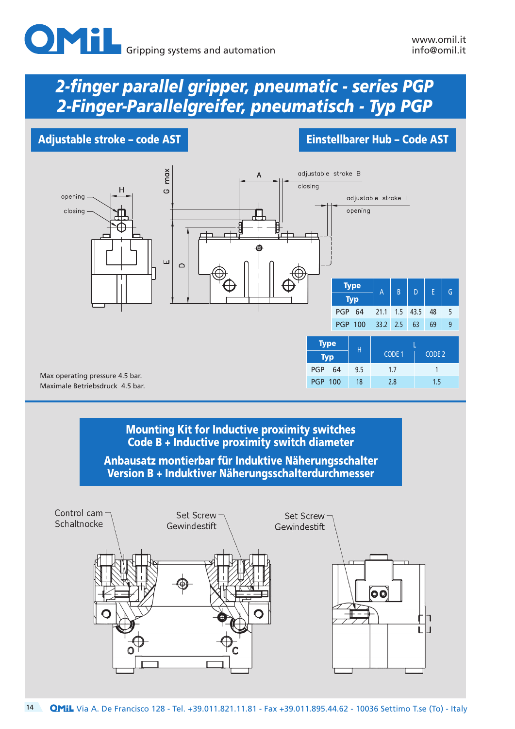# 2-finger parallel gripper, pneumatic - series PGP
# 2-Finger-Parallelgreifer, pneumatisch - Typ PGP

## Adjustable stroke – code AST

## Einstellbarer Hub – Code AST

opening
closing
H
G max
A
adjustable stroke B
closing
adjustable stroke L
opening
E
D

| Type / Typ | A | B | D | E | G |
|---|---|---|---|---|---|
| PGP 64 | 21.1 | 1.5 | 43.5 | 48 | 5 |
| PGP 100 | 33.2 | 2.5 | 63 | 69 | 9 |

| Type / Typ | H | L CODE 1 | L CODE 2 |
|---|---|---|---|
| PGP 64 | 9.5 | 1.7 | 1 |
| PGP 100 | 18 | 2.8 | 1.5 |

Max operating pressure 4.5 bar.
Maximale Betriebsdruck 4.5 bar.

## Mounting Kit for Inductive proximity switches Code B + Inductive proximity switch diameter

## Anbausatz montierbar für Induktive Näherungsschalter Version B + Induktiver Näherungsschalterdurchmesser

Control cam
Schaltnocke

Set Screw
Gewindestift

Set Screw
Gewindestift

O
C

Via A. De Francisco 128 - Tel. +39.011.821.11.81 - Fax +39.011.895.44.62 - 10036 Settimo T.se (To) - Italy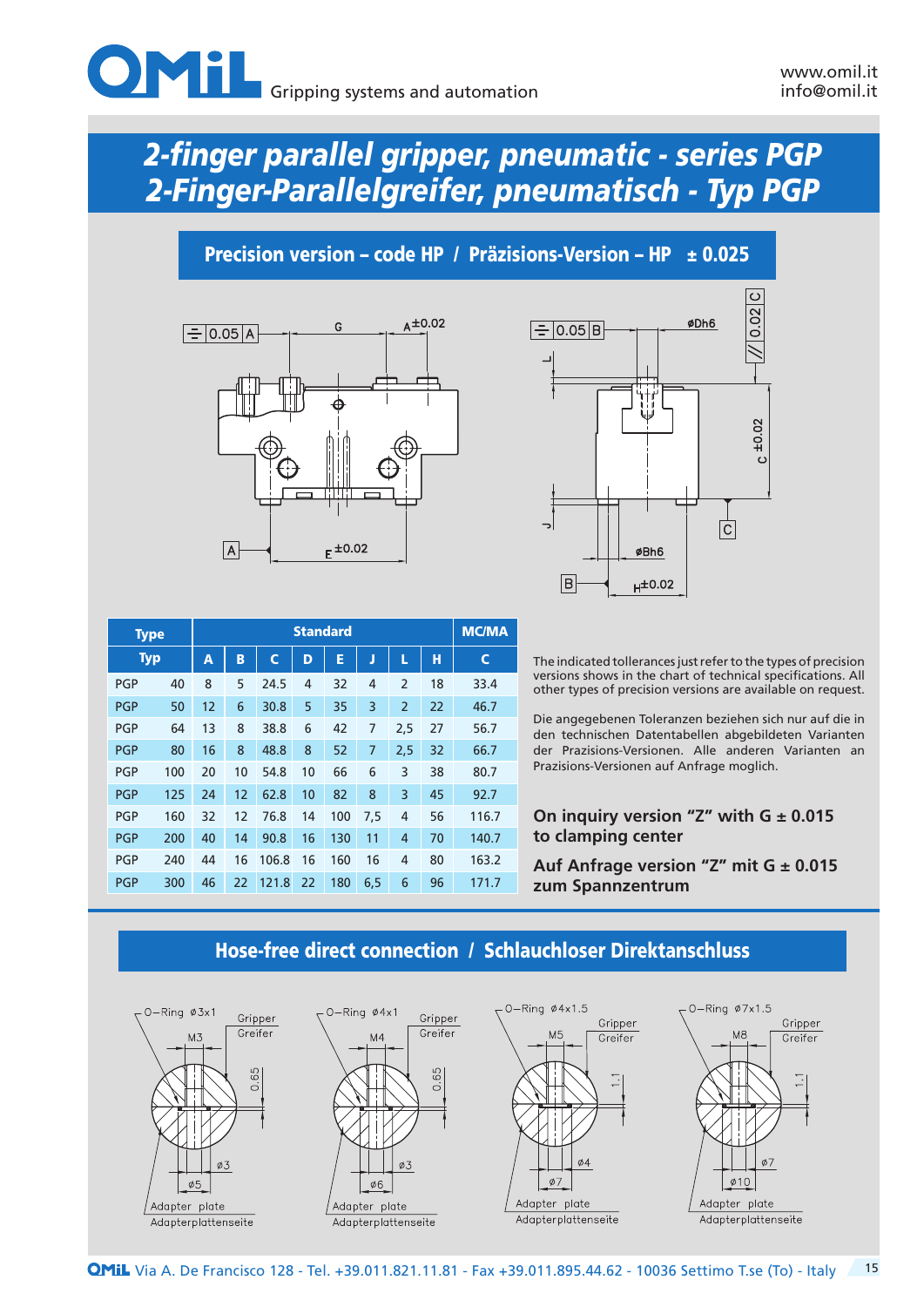# 2-finger parallel gripper, pneumatic - series PGP
# 2-Finger-Parallelgreifer, pneumatisch - Typ PGP

## Precision version – code HP / Präzisions-Version – HP ± 0.025

| Type | | Standard | | | | | | | | MC/MA |
|---|---|---|---|---|---|---|---|---|---|---|
| Typ | | A | B | C | D | E | J | L | H | C |
| PGP | 40 | 8 | 5 | 24.5 | 4 | 32 | 4 | 2 | 18 | 33.4 |
| PGP | 50 | 12 | 6 | 30.8 | 5 | 35 | 3 | 2 | 22 | 46.7 |
| PGP | 64 | 13 | 8 | 38.8 | 6 | 42 | 7 | 2,5 | 27 | 56.7 |
| PGP | 80 | 16 | 8 | 48.8 | 8 | 52 | 7 | 2,5 | 32 | 66.7 |
| PGP | 100 | 20 | 10 | 54.8 | 10 | 66 | 6 | 3 | 38 | 80.7 |
| PGP | 125 | 24 | 12 | 62.8 | 10 | 82 | 8 | 3 | 45 | 92.7 |
| PGP | 160 | 32 | 12 | 76.8 | 14 | 100 | 7,5 | 4 | 56 | 116.7 |
| PGP | 200 | 40 | 14 | 90.8 | 16 | 130 | 11 | 4 | 70 | 140.7 |
| PGP | 240 | 44 | 16 | 106.8 | 16 | 160 | 16 | 4 | 80 | 163.2 |
| PGP | 300 | 46 | 22 | 121.8 | 22 | 180 | 6,5 | 6 | 96 | 171.7 |

The indicated tolerances just refer to the types of precision versions shows in the chart of technical specifications. All other types of precision versions are available on request.

Die angegebenen Toleranzen beziehen sich nur auf die in den technischen Datentabellen abgebildeten Varianten der Prazisions-Versionen. Alle anderen Varianten an Prazisions-Versionen auf Anfrage moglich.

**On inquiry version "Z" with G ± 0.015 to clamping center**

**Auf Anfrage version "Z" mit G ± 0.015 zum Spannzentrum**

## Hose-free direct connection / Schlauchloser Direktanschluss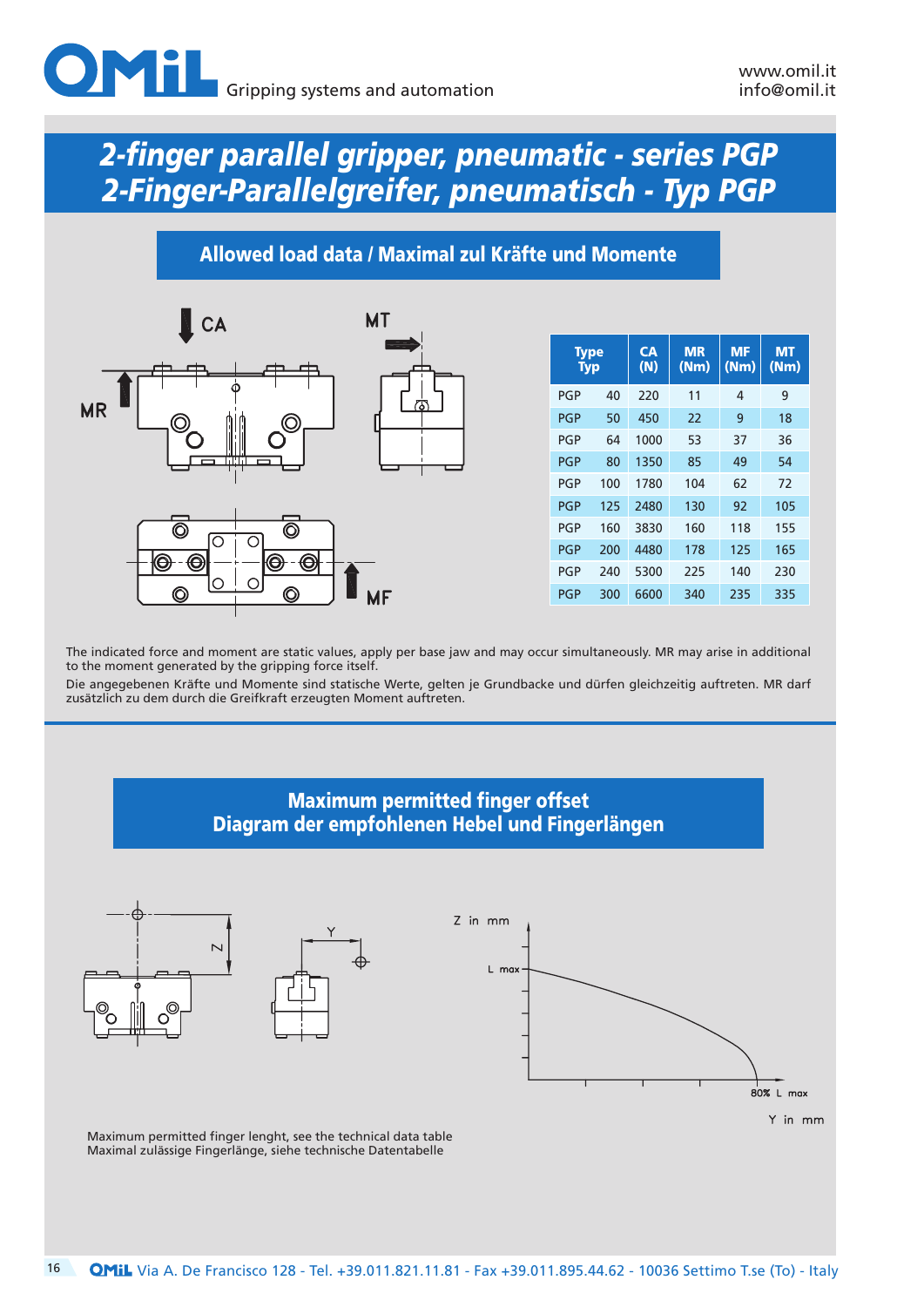# 2-finger parallel gripper, pneumatic - series PGP
# 2-Finger-Parallelgreifer, pneumatisch - Typ PGP

## Allowed load data / Maximal zul Kräfte und Momente

| Type<br>Typ | | CA<br>(N) | MR<br>(Nm) | MF<br>(Nm) | MT<br>(Nm) |
|---|---|---|---|---|---|
| PGP | 40 | 220 | 11 | 4 | 9 |
| PGP | 50 | 450 | 22 | 9 | 18 |
| PGP | 64 | 1000 | 53 | 37 | 36 |
| PGP | 80 | 1350 | 85 | 49 | 54 |
| PGP | 100 | 1780 | 104 | 62 | 72 |
| PGP | 125 | 2480 | 130 | 92 | 105 |
| PGP | 160 | 3830 | 160 | 118 | 155 |
| PGP | 200 | 4480 | 178 | 125 | 165 |
| PGP | 240 | 5300 | 225 | 140 | 230 |
| PGP | 300 | 6600 | 340 | 235 | 335 |

The indicated force and moment are static values, apply per base jaw and may occur simultaneously. MR may arise in additional to the moment generated by the gripping force itself.

Die angegebenen Kräfte und Momente sind statische Werte, gelten je Grundbacke und dürfen gleichzeitig auftreten. MR darf zusätzlich zu dem durch die Greifkraft erzeugten Moment auftreten.

## Maximum permitted finger offset
## Diagram der empfohlenen Hebel und Fingerlängen

Maximum permitted finger lenght, see the technical data table
Maximal zulässige Fingerlänge, siehe technische Datentabelle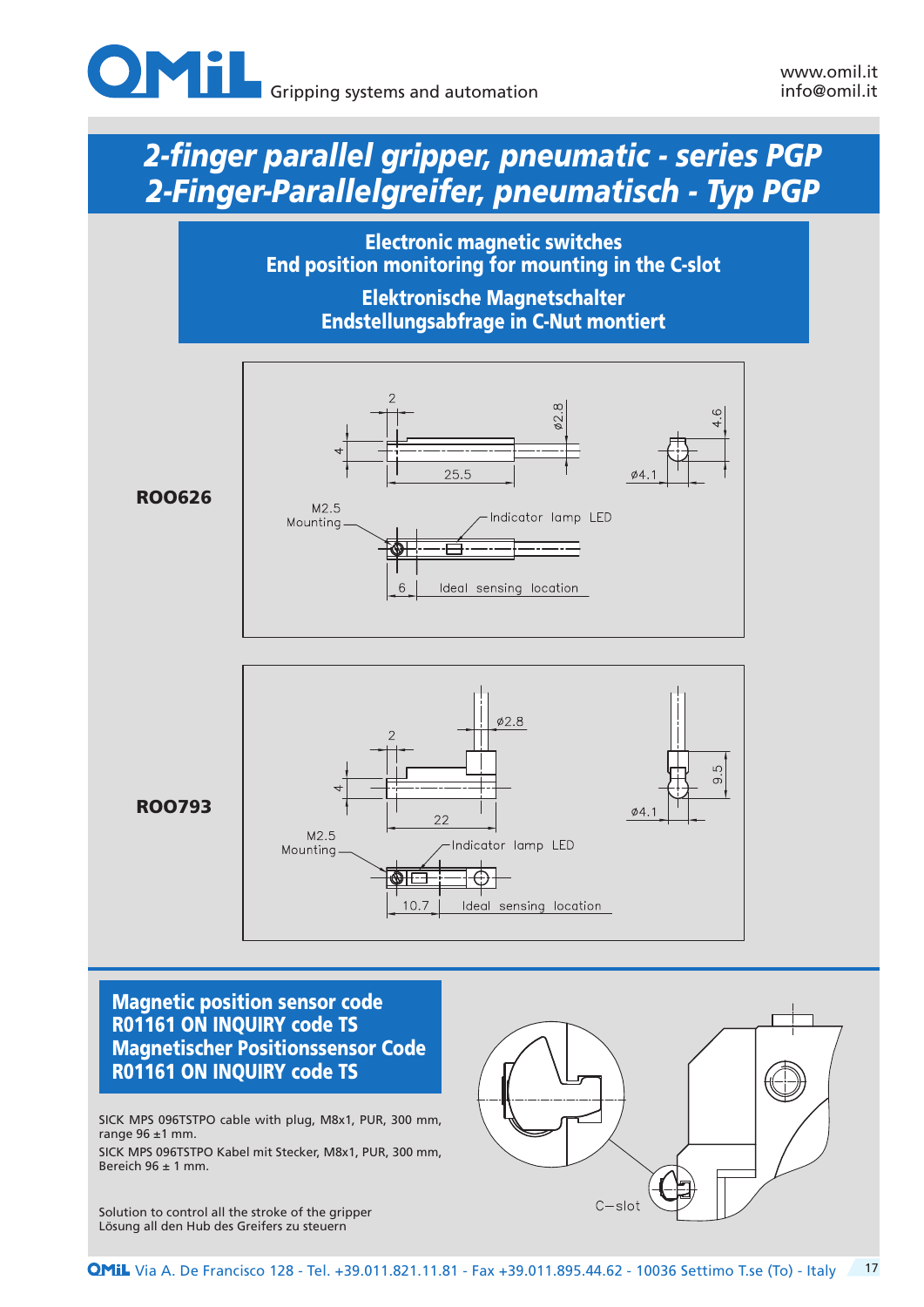# 2-finger parallel gripper, pneumatic - series PGP
# 2-Finger-Parallelgreifer, pneumatisch - Typ PGP

## Electronic magnetic switches
## End position monitoring for mounting in the C-slot

## Elektronische Magnetschalter
## Endstellungsabfrage in C-Nut montiert

**ROO626**

2 · ø2.8 · 4.6 · 4 · 25.5 · ø4.1

M2.5 Mounting · Indicator lamp LED · 6 · Ideal sensing location

**ROO793**

ø2.8 · 2 · 4 · 22 · 9.5 · ø4.1

M2.5 Mounting · Indicator lamp LED · 10.7 · Ideal sensing location

## Magnetic position sensor code R01161 ON INQUIRY code TS
## Magnetischer Positionssensor Code R01161 ON INQUIRY code TS

SICK MPS 096TSTPO cable with plug, M8x1, PUR, 300 mm, range 96 ±1 mm.

SICK MPS 096TSTPO Kabel mit Stecker, M8x1, PUR, 300 mm, Bereich 96 ± 1 mm.

Solution to control all the stroke of the gripper
Lösung all den Hub des Greifers zu steuern

C–slot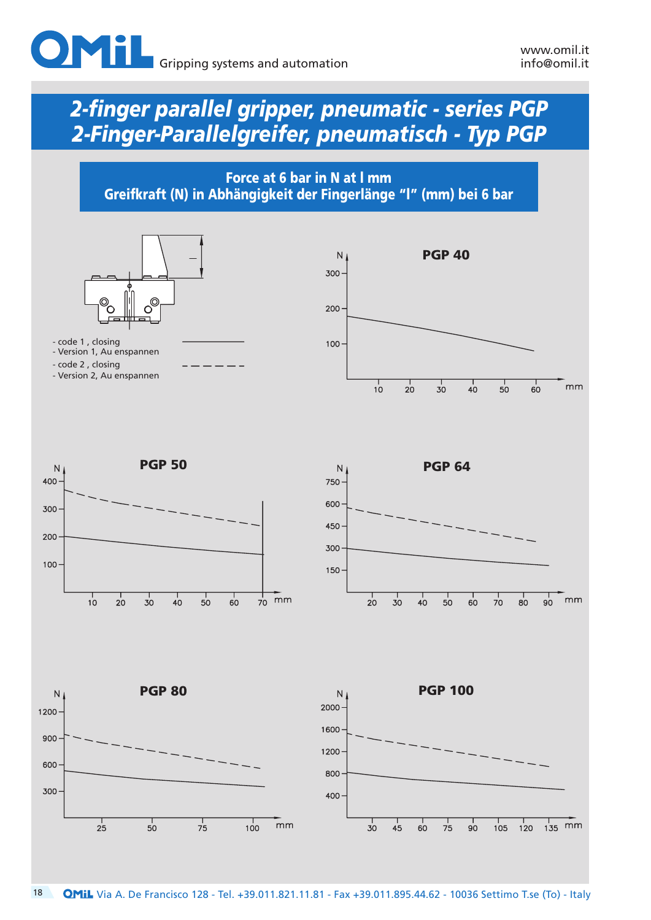# 2-finger parallel gripper, pneumatic - series PGP
# 2-Finger-Parallelgreifer, pneumatisch - Typ PGP

## Force at 6 bar in N at l mm
## Greifkraft (N) in Abhängigkeit der Fingerlänge "l" (mm) bei 6 bar

l

- code 1 , closing
- Version 1, Au enspannen
- code 2 , closing
- Version 2, Au enspannen

**PGP 40**

N: 100, 200, 300
mm: 10, 20, 30, 40, 50, 60

**PGP 50**

N: 100, 200, 300, 400
mm: 10, 20, 30, 40, 50, 60, 70

**PGP 64**

N: 150, 300, 450, 600, 750
mm: 20, 30, 40, 50, 60, 70, 80, 90

**PGP 80**

N: 300, 600, 900, 1200
mm: 25, 50, 75, 100

**PGP 100**

N: 400, 800, 1200, 1600, 2000
mm: 30, 45, 60, 75, 90, 105, 120, 135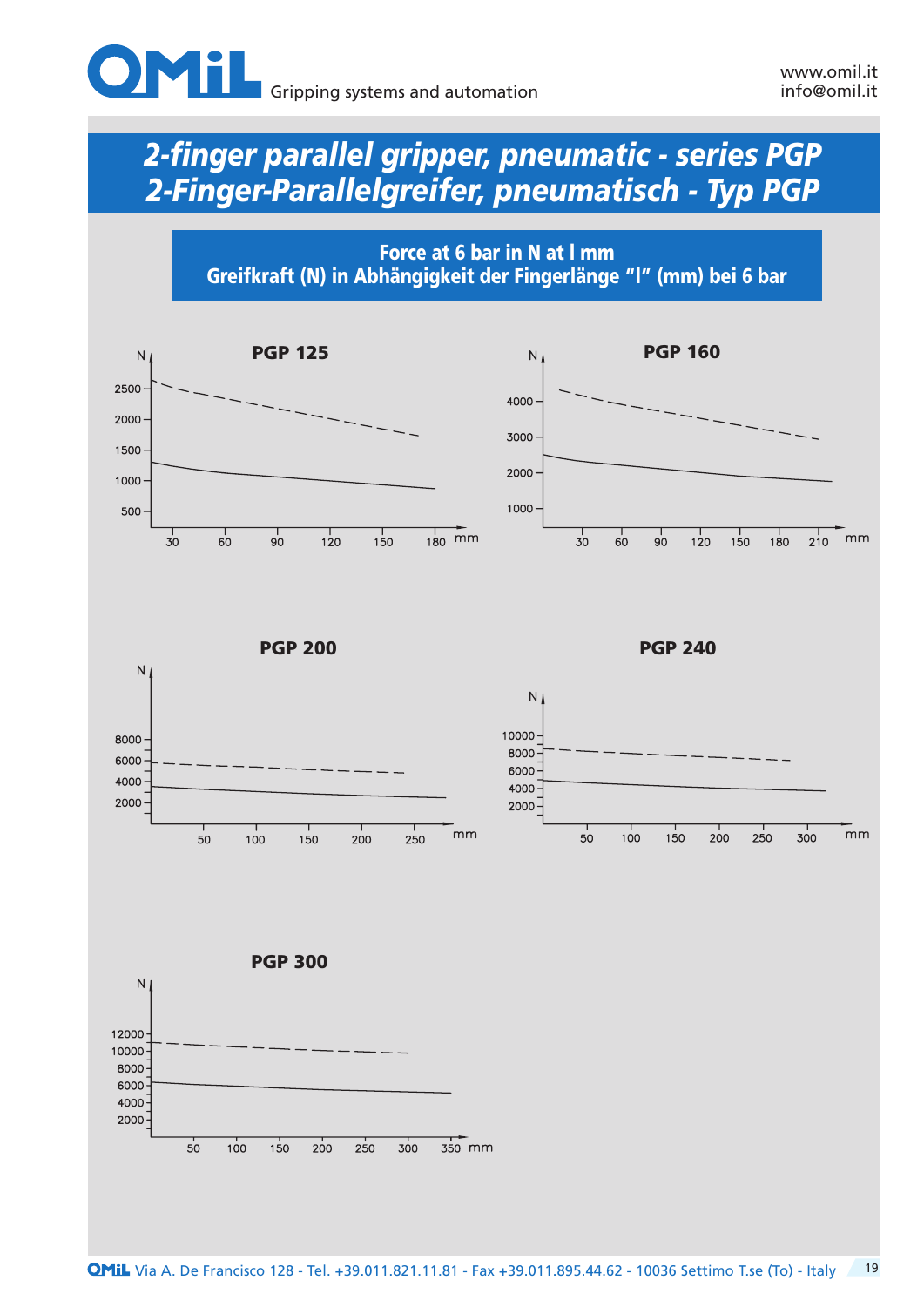# 2-finger parallel gripper, pneumatic - series PGP
# 2-Finger-Parallelgreifer, pneumatisch - Typ PGP

**Force at 6 bar in N at l mm**
**Greifkraft (N) in Abhängigkeit der Fingerlänge "l" (mm) bei 6 bar**

### PGP 125

N: 500, 1000, 1500, 2000, 2500
mm: 30, 60, 90, 120, 150, 180

### PGP 160

N: 1000, 2000, 3000, 4000
mm: 30, 60, 90, 120, 150, 180, 210

### PGP 200

N: 2000, 4000, 6000, 8000
mm: 50, 100, 150, 200, 250

### PGP 240

N: 2000, 4000, 6000, 8000, 10000
mm: 50, 100, 150, 200, 250, 300

### PGP 300

N: 2000, 4000, 6000, 8000, 10000, 12000
mm: 50, 100, 150, 200, 250, 300, 350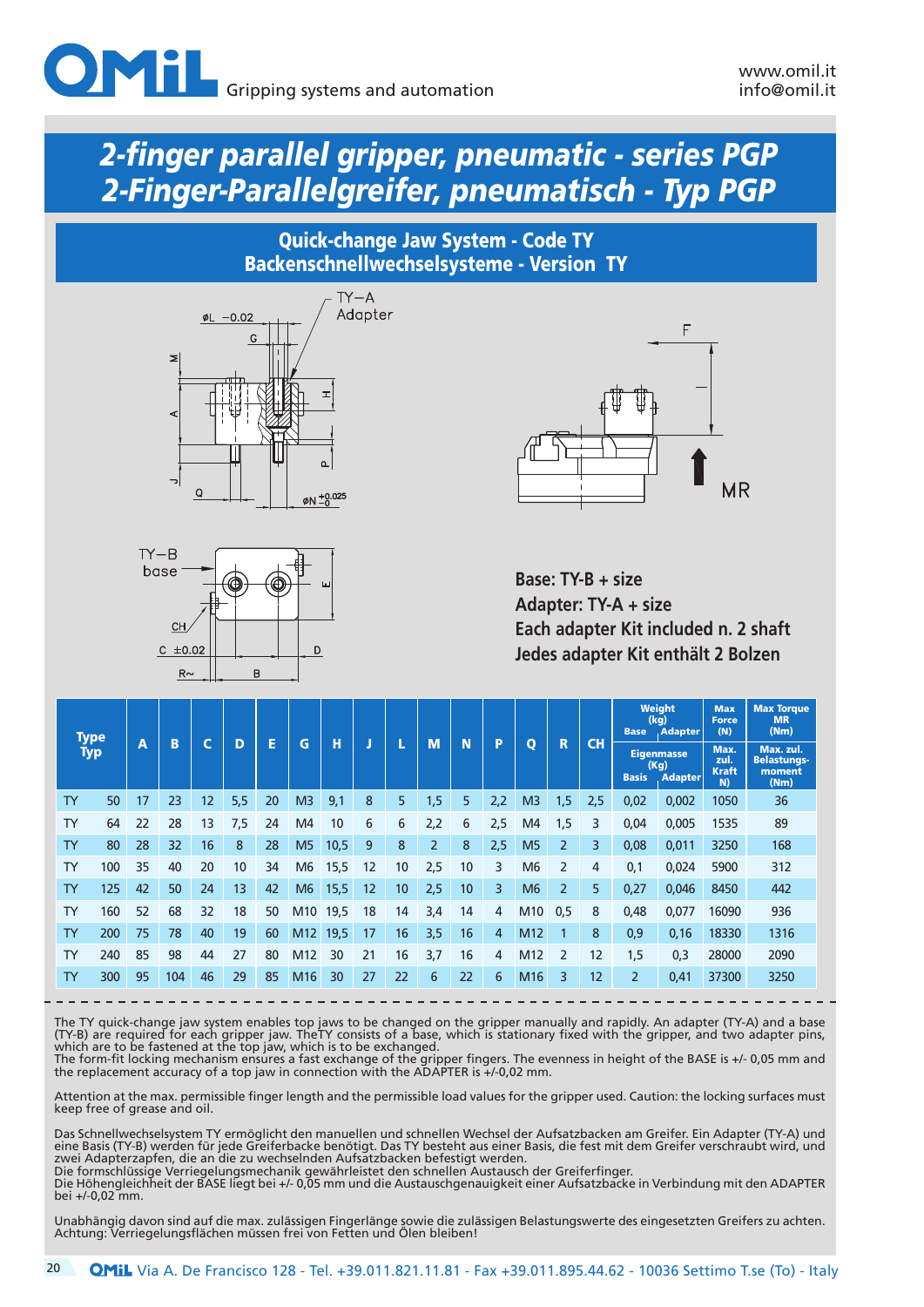# 2-finger parallel gripper, pneumatic - series PGP
# 2-Finger-Parallelgreifer, pneumatisch - Typ PGP

## Quick-change Jaw System - Code TY
## Backenschnellwechselsysteme - Version TY

**Base: TY-B + size**
**Adapter: TY-A + size**
**Each adapter Kit included n. 2 shaft**
**Jedes adapter Kit enthält 2 Bolzen**

| Type / Typ | | A | B | C | D | E | G | H | J | L | M | N | P | Q | R | CH | Weight (kg) / Eigenmasse (Kg) Base / Basis | Adapter | Max Force (N) / Max. zul. Kraft N) | Max Torque MR (Nm) / Max. zul. Belastungs-moment (Nm) |
|---|---|---|---|---|---|---|---|---|---|---|---|---|---|---|---|---|---|---|---|---|
| TY | 50 | 17 | 23 | 12 | 5,5 | 20 | M3 | 9,1 | 8 | 5 | 1,5 | 5 | 2,2 | M3 | 1,5 | 2,5 | 0,02 | 0,002 | 1050 | 36 |
| TY | 64 | 22 | 28 | 13 | 7,5 | 24 | M4 | 10 | 6 | 6 | 2,2 | 6 | 2,5 | M4 | 1,5 | 3 | 0,04 | 0,005 | 1535 | 89 |
| TY | 80 | 28 | 32 | 16 | 8 | 28 | M5 | 10,5 | 9 | 8 | 2 | 8 | 2,5 | M5 | 2 | 3 | 0,08 | 0,011 | 3250 | 168 |
| TY | 100 | 35 | 40 | 20 | 10 | 34 | M6 | 15,5 | 12 | 10 | 2,5 | 10 | 3 | M6 | 2 | 4 | 0,1 | 0,024 | 5900 | 312 |
| TY | 125 | 42 | 50 | 24 | 13 | 42 | M6 | 15,5 | 12 | 10 | 2,5 | 10 | 3 | M6 | 2 | 5 | 0,27 | 0,046 | 8450 | 442 |
| TY | 160 | 52 | 68 | 32 | 18 | 50 | M10 | 19,5 | 18 | 14 | 3,4 | 14 | 4 | M10 | 0,5 | 8 | 0,48 | 0,077 | 16090 | 936 |
| TY | 200 | 75 | 78 | 40 | 19 | 60 | M12 | 19,5 | 17 | 16 | 3,5 | 16 | 4 | M12 | 1 | 8 | 0,9 | 0,16 | 18330 | 1316 |
| TY | 240 | 85 | 98 | 44 | 27 | 80 | M12 | 30 | 21 | 16 | 3,7 | 16 | 4 | M12 | 2 | 12 | 1,5 | 0,3 | 28000 | 2090 |
| TY | 300 | 95 | 104 | 46 | 29 | 85 | M16 | 30 | 27 | 22 | 6 | 22 | 6 | M16 | 3 | 12 | 2 | 0,41 | 37300 | 3250 |

The TY quick-change jaw system enables top jaws to be changed on the gripper manually and rapidly. An adapter (TY-A) and a base (TY-B) are required for each gripper jaw. TheTY consists of a base, which is stationary fixed with the gripper, and two adapter pins, which are to be fastened at the top jaw, which is to be exchanged.
The form-fit locking mechanism ensures a fast exchange of the gripper fingers. The evenness in height of the BASE is +/- 0,05 mm and the replacement accuracy of a top jaw in connection with the ADAPTER is +/-0,02 mm.

Attention at the max. permissible finger length and the permissible load values for the gripper used. Caution: the locking surfaces must keep free of grease and oil.

Das Schnellwechselsystem TY ermöglicht den manuellen und schnellen Wechsel der Aufsatzbacken am Greifer. Ein Adapter (TY-A) und eine Basis (TY-B) werden für jede Greiferbacke benötigt. Das TY besteht aus einer Basis, die fest mit dem Greifer verschraubt wird, und zwei Adapterzapfen, die an die zu wechselnden Aufsatzbacken befestigt werden.
Die formschlüssige Verriegelungsmechanik gewährleistet den schnellen Austausch der Greiferfinger.
Die Höhengleichheit der BASE liegt bei +/- 0,05 mm und die Austauschgenauigkeit einer Aufsatzbacke in Verbindung mit den ADAPTER bei +/-0,02 mm.

Unabhängig davon sind auf die max. zulässigen Fingerlänge sowie die zulässigen Belastungswerte des eingesetzten Greifers zu achten.
Achtung: Verriegelungsflächen müssen frei von Fetten und Ölen bleiben!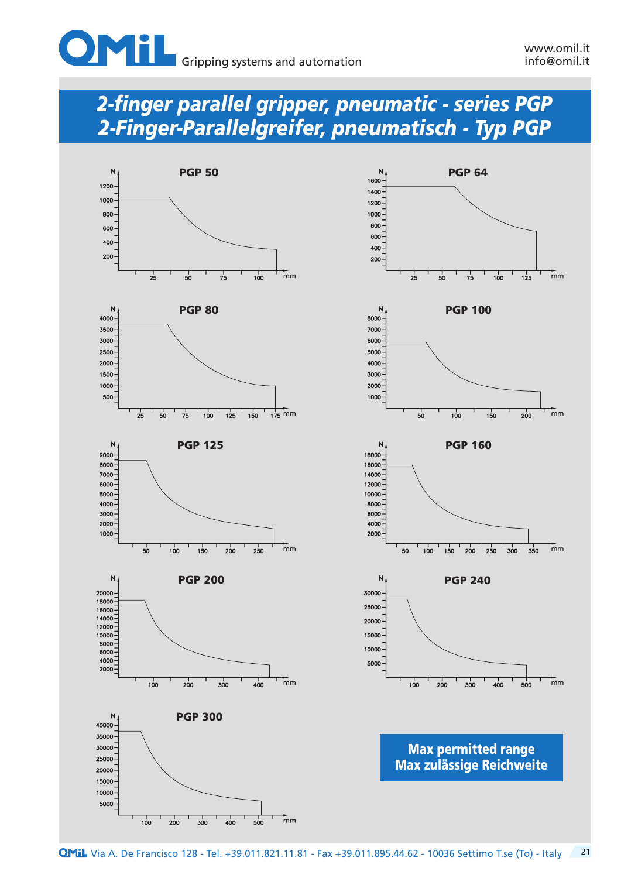# 2-finger parallel gripper, pneumatic - series PGP
# 2-Finger-Parallelgreifer, pneumatisch - Typ PGP

### PGP 50

### PGP 64

### PGP 80

### PGP 100

### PGP 125

### PGP 160

### PGP 200

### PGP 240

### PGP 300

**Max permitted range**
**Max zulässige Reichweite**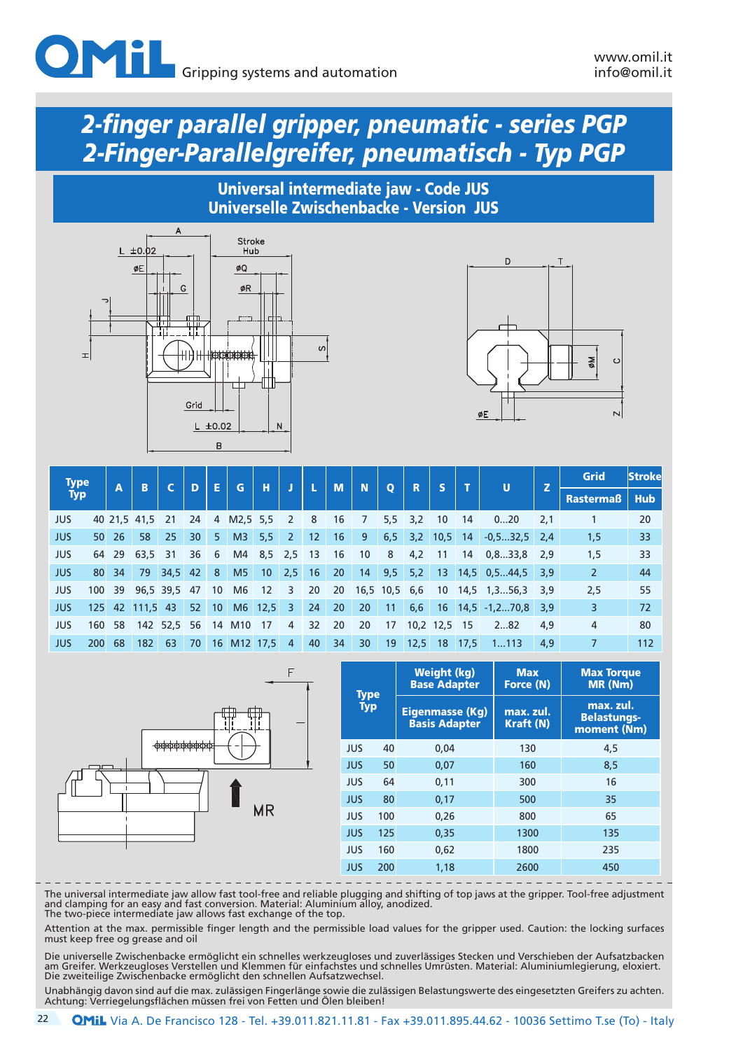# 2-finger parallel gripper, pneumatic - series PGP
# 2-Finger-Parallelgreifer, pneumatisch - Typ PGP

## Universal intermediate jaw - Code JUS
## Universelle Zwischenbacke - Version JUS

| Type Typ | | A | B | C | D | E | G | H | J | L | M | N | Q | R | S | T | U | Z | Grid Rastermaß | Stroke Hub |
|---|---|---|---|---|---|---|---|---|---|---|---|---|---|---|---|---|---|---|---|---|
| JUS | 40 | 21,5 | 41,5 | 21 | 24 | 4 | M2,5 | 5,5 | 2 | 8 | 16 | 7 | 5,5 | 3,2 | 10 | 14 | 0...20 | 2,1 | 1 | 20 |
| JUS | 50 | 26 | 58 | 25 | 30 | 5 | M3 | 5,5 | 2 | 12 | 16 | 9 | 6,5 | 3,2 | 10,5 | 14 | -0,5...32,5 | 2,4 | 1,5 | 33 |
| JUS | 64 | 29 | 63,5 | 31 | 36 | 6 | M4 | 8,5 | 2,5 | 13 | 16 | 10 | 8 | 4,2 | 11 | 14 | 0,8...33,8 | 2,9 | 1,5 | 33 |
| JUS | 80 | 34 | 79 | 34,5 | 42 | 8 | M5 | 10 | 2,5 | 16 | 20 | 14 | 9,5 | 5,2 | 13 | 14,5 | 0,5...44,5 | 3,9 | 2 | 44 |
| JUS | 100 | 39 | 96,5 | 39,5 | 47 | 10 | M6 | 12 | 3 | 20 | 20 | 16,5 | 10,5 | 6,6 | 10 | 14,5 | 1,3...56,3 | 3,9 | 2,5 | 55 |
| JUS | 125 | 42 | 111,5 | 43 | 52 | 10 | M6 | 12,5 | 3 | 24 | 20 | 20 | 11 | 6,6 | 16 | 14,5 | -1,2...70,8 | 3,9 | 3 | 72 |
| JUS | 160 | 58 | 142 | 52,5 | 56 | 14 | M10 | 17 | 4 | 32 | 20 | 20 | 17 | 10,2 | 12,5 | 15 | 2...82 | 4,9 | 4 | 80 |
| JUS | 200 | 68 | 182 | 63 | 70 | 16 | M12 | 17,5 | 4 | 40 | 34 | 30 | 19 | 12,5 | 18 | 17,5 | 1...113 | 4,9 | 7 | 112 |

| Type Typ | | Weight (kg) Base Adapter / Eigenmasse (Kg) Basis Adapter | Max Force (N) / max. zul. Kraft (N) | Max Torque MR (Nm) / max. zul. Belastungs-moment (Nm) |
|---|---|---|---|---|
| JUS | 40 | 0,04 | 130 | 4,5 |
| JUS | 50 | 0,07 | 160 | 8,5 |
| JUS | 64 | 0,11 | 300 | 16 |
| JUS | 80 | 0,17 | 500 | 35 |
| JUS | 100 | 0,26 | 800 | 65 |
| JUS | 125 | 0,35 | 1300 | 135 |
| JUS | 160 | 0,62 | 1800 | 235 |
| JUS | 200 | 1,18 | 2600 | 450 |

The universal intermediate jaw allow fast tool-free and reliable plugging and shifting of top jaws at the gripper. Tool-free adjustment and clamping for an easy and fast conversion. Material: Aluminium alloy, anodized.
The two-piece intermediate jaw allows fast exchange of the top.

Attention at the max. permissible finger length and the permissible load values for the gripper used. Caution: the locking surfaces must keep free og grease and oil

Die universelle Zwischenbacke ermöglicht ein schnelles werkzeugloses und zuverlässiges Stecken und Verschieben der Aufsatzbacken am Greifer. Werkzeugloses Verstellen und Klemmen für einfachstes und schnelles Umrüsten. Material: Aluminiumlegierung, eloxiert. Die zweiteilige Zwischenbacke ermöglicht den schnellen Aufsatzwechsel.

Unabhängig davon sind auf die max. zulässigen Fingerlänge sowie die zulässigen Belastungswerte des eingesetzten Greifers zu achten. Achtung: Verriegelungsflächen müssen frei von Fetten und Ölen bleiben!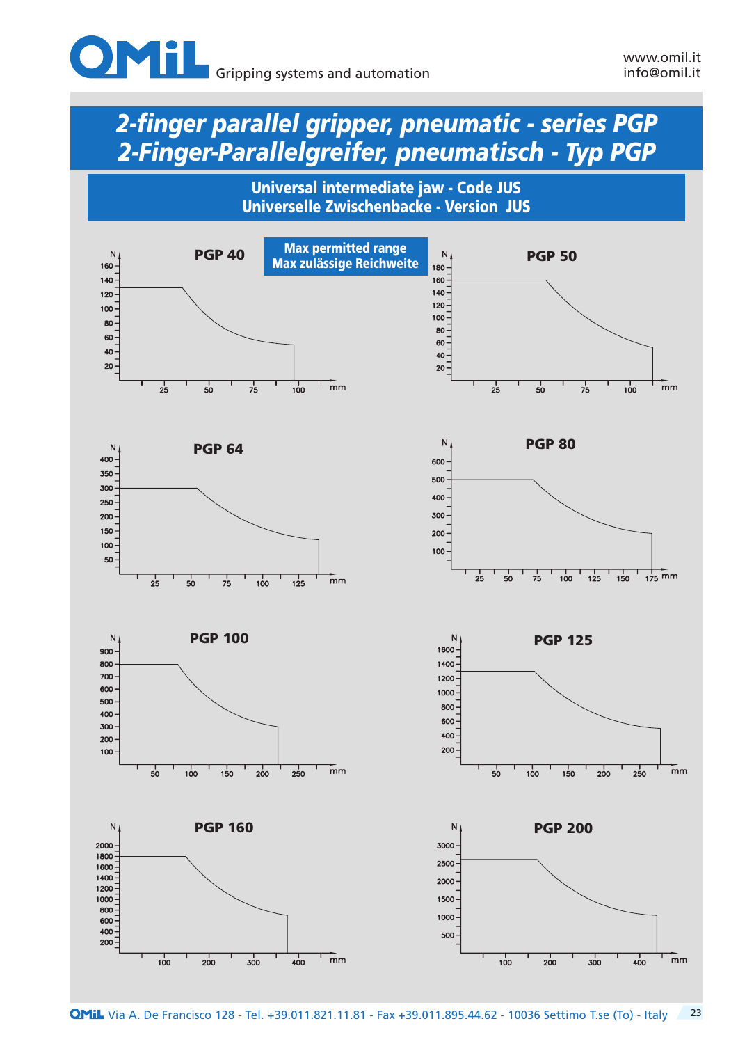# 2-finger parallel gripper, pneumatic - series PGP
# 2-Finger-Parallelgreifer, pneumatisch - Typ PGP

## Universal intermediate jaw - Code JUS
## Universelle Zwischenbacke - Version JUS

**Max permitted range**
**Max zulässige Reichweite**

### PGP 40

N: 20, 40, 60, 80, 100, 120, 140, 160
mm: 25, 50, 75, 100

### PGP 50

N: 20, 40, 60, 80, 100, 120, 140, 160, 180
mm: 25, 50, 75, 100

### PGP 64

N: 50, 100, 150, 200, 250, 300, 350, 400
mm: 25, 50, 75, 100, 125

### PGP 80

N: 100, 200, 300, 400, 500, 600
mm: 25, 50, 75, 100, 125, 150, 175

### PGP 100

N: 100, 200, 300, 400, 500, 600, 700, 800, 900
mm: 50, 100, 150, 200, 250

### PGP 125

N: 200, 400, 600, 800, 1000, 1200, 1400, 1600
mm: 50, 100, 150, 200, 250

### PGP 160

N: 200, 400, 600, 800, 1000, 1200, 1400, 1600, 1800, 2000
mm: 100, 200, 300, 400

### PGP 200

N: 500, 1000, 1500, 2000, 2500, 3000
mm: 100, 200, 300, 400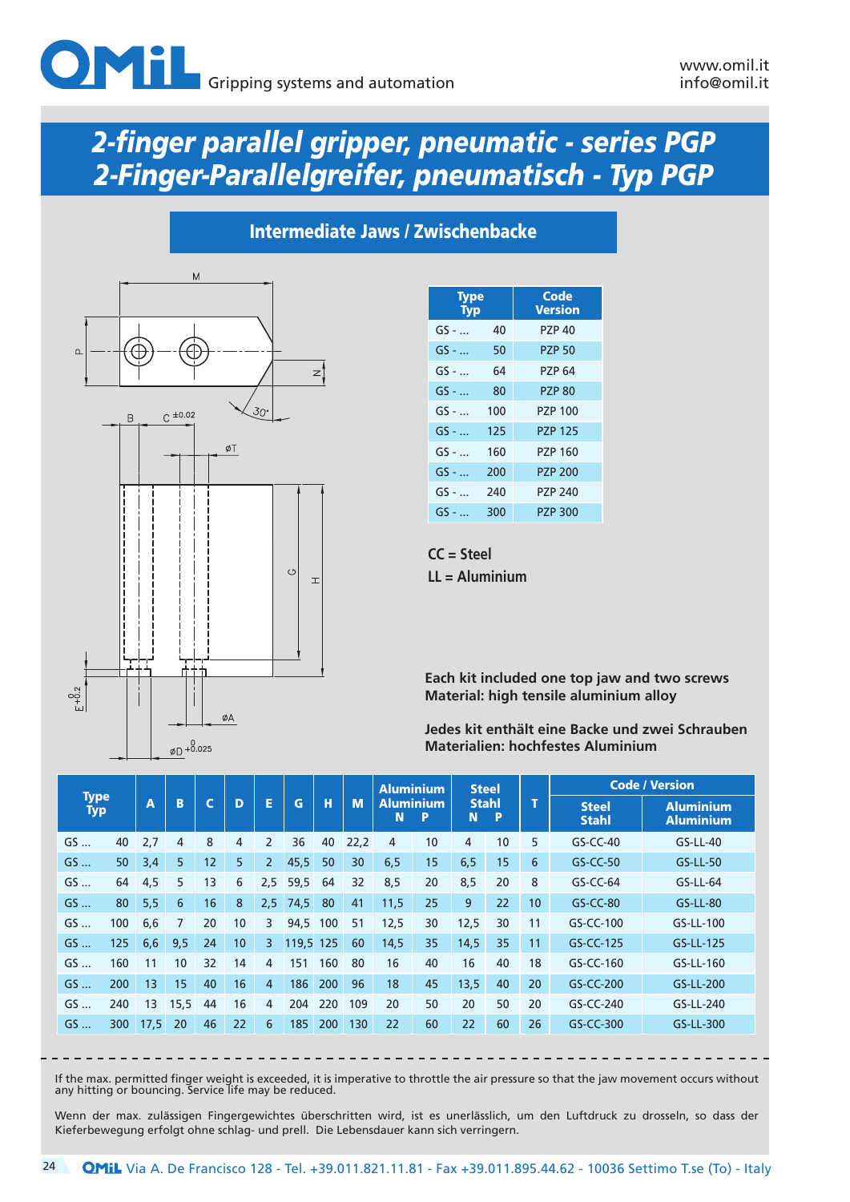# 2-finger parallel gripper, pneumatic - series PGP
# 2-Finger-Parallelgreifer, pneumatisch - Typ PGP

## Intermediate Jaws / Zwischenbacke

M
P
N
30°
B
C ±0.02
⌀T
G
H
E +0.2 / 0
⌀A
⌀D +0.025 / 0

| Type Typ | Code Version |
|---|---|
| GS - ... 40 | PZP 40 |
| GS - ... 50 | PZP 50 |
| GS - ... 64 | PZP 64 |
| GS - ... 80 | PZP 80 |
| GS - ... 100 | PZP 100 |
| GS - ... 125 | PZP 125 |
| GS - ... 160 | PZP 160 |
| GS - ... 200 | PZP 200 |
| GS - ... 240 | PZP 240 |
| GS - ... 300 | PZP 300 |

**CC = Steel**
**LL = Aluminium**

**Each kit included one top jaw and two screws**
**Material: high tensile aluminium alloy**

**Jedes kit enthält eine Backe und zwei Schrauben**
**Materialien: hochfestes Aluminium**

| Type Typ | | A | B | C | D | E | G | H | M | Aluminium Aluminium N | P | Steel Stahl N | P | T | Code / Version Steel Stahl | Aluminium Aluminium |
|---|---|---|---|---|---|---|---|---|---|---|---|---|---|---|---|---|
| GS ... | 40 | 2,7 | 4 | 8 | 4 | 2 | 36 | 40 | 22,2 | 4 | 10 | 4 | 10 | 5 | GS-CC-40 | GS-LL-40 |
| GS ... | 50 | 3,4 | 5 | 12 | 5 | 2 | 45,5 | 50 | 30 | 6,5 | 15 | 6,5 | 15 | 6 | GS-CC-50 | GS-LL-50 |
| GS ... | 64 | 4,5 | 5 | 13 | 6 | 2,5 | 59,5 | 64 | 32 | 8,5 | 20 | 8,5 | 20 | 8 | GS-CC-64 | GS-LL-64 |
| GS ... | 80 | 5,5 | 6 | 16 | 8 | 2,5 | 74,5 | 80 | 41 | 11,5 | 25 | 9 | 22 | 10 | GS-CC-80 | GS-LL-80 |
| GS ... | 100 | 6,6 | 7 | 20 | 10 | 3 | 94,5 | 100 | 51 | 12,5 | 30 | 12,5 | 30 | 11 | GS-CC-100 | GS-LL-100 |
| GS ... | 125 | 6,6 | 9,5 | 24 | 10 | 3 | 119,5 | 125 | 60 | 14,5 | 35 | 14,5 | 35 | 11 | GS-CC-125 | GS-LL-125 |
| GS ... | 160 | 11 | 10 | 32 | 14 | 4 | 151 | 160 | 80 | 16 | 40 | 16 | 40 | 18 | GS-CC-160 | GS-LL-160 |
| GS ... | 200 | 13 | 15 | 40 | 16 | 4 | 186 | 200 | 96 | 18 | 45 | 13,5 | 40 | 20 | GS-CC-200 | GS-LL-200 |
| GS ... | 240 | 13 | 15,5 | 44 | 16 | 4 | 204 | 220 | 109 | 20 | 50 | 20 | 50 | 20 | GS-CC-240 | GS-LL-240 |
| GS ... | 300 | 17,5 | 20 | 46 | 22 | 6 | 185 | 200 | 130 | 22 | 60 | 22 | 60 | 26 | GS-CC-300 | GS-LL-300 |

If the max. permitted finger weight is exceeded, it is imperative to throttle the air pressure so that the jaw movement occurs without any hitting or bouncing. Service life may be reduced.

Wenn der max. zulässigen Fingergewichtes überschritten wird, ist es unerlässlich, um den Luftdruck zu drosseln, so dass der Kieferbewegung erfolgt ohne schlag- und prell. Die Lebensdauer kann sich verringern.